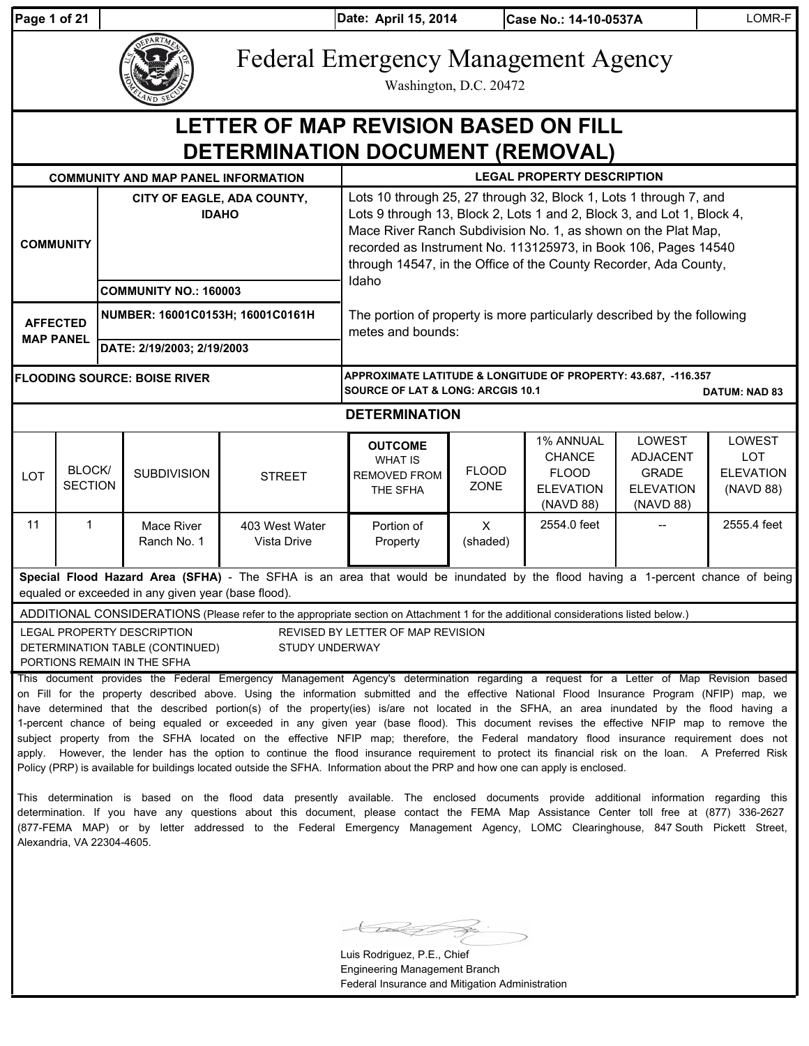Date: April 15, 2014 | Case No.: 14-10-0537A | LOMR-F

# Federal Emergency Management Agency

Washington, D.C. 20472

## LETTER OF MAP REVISION BASED ON FILL DETERMINATION DOCUMENT (REMOVAL)

| COMMUNITY AND MAP PANEL INFORMATION | | LEGAL PROPERTY DESCRIPTION |
|---|---|---|
| COMMUNITY | CITY OF EAGLE, ADA COUNTY, IDAHO | Lots 10 through 25, 27 through 32, Block 1, Lots 1 through 7, and Lots 9 through 13, Block 2, Lots 1 and 2, Block 3, and Lot 1, Block 4, Mace River Ranch Subdivision No. 1, as shown on the Plat Map, recorded as Instrument No. 113125973, in Book 106, Pages 14540 through 14547, in the Office of the County Recorder, Ada County, Idaho |
| | COMMUNITY NO.: 160003 | |
| AFFECTED MAP PANEL | NUMBER: 16001C0153H; 16001C0161H | The portion of property is more particularly described by the following metes and bounds: |
| | DATE: 2/19/2003; 2/19/2003 | |
| FLOODING SOURCE: BOISE RIVER | | APPROXIMATE LATITUDE & LONGITUDE OF PROPERTY: 43.687, -116.357<br>SOURCE OF LAT & LONG: ARCGIS 10.1 DATUM: NAD 83 |

### DETERMINATION

| LOT | BLOCK/ SECTION | SUBDIVISION | STREET | OUTCOME WHAT IS REMOVED FROM THE SFHA | FLOOD ZONE | 1% ANNUAL CHANCE FLOOD ELEVATION (NAVD 88) | LOWEST ADJACENT GRADE ELEVATION (NAVD 88) | LOWEST LOT ELEVATION (NAVD 88) |
|---|---|---|---|---|---|---|---|---|
| 11 | 1 | Mace River Ranch No. 1 | 403 West Water Vista Drive | Portion of Property | X (shaded) | 2554.0 feet | -- | 2555.4 feet |

**Special Flood Hazard Area (SFHA)** - The SFHA is an area that would be inundated by the flood having a 1-percent chance of being equaled or exceeded in any given year (base flood).

ADDITIONAL CONSIDERATIONS (Please refer to the appropriate section on Attachment 1 for the additional considerations listed below.)

LEGAL PROPERTY DESCRIPTION
DETERMINATION TABLE (CONTINUED)
PORTIONS REMAIN IN THE SFHA
REVISED BY LETTER OF MAP REVISION
STUDY UNDERWAY

This document provides the Federal Emergency Management Agency's determination regarding a request for a Letter of Map Revision based on Fill for the property described above. Using the information submitted and the effective National Flood Insurance Program (NFIP) map, we have determined that the described portion(s) of the property(ies) is/are not located in the SFHA, an area inundated by the flood having a 1-percent chance of being equaled or exceeded in any given year (base flood). This document revises the effective NFIP map to remove the subject property from the SFHA located on the effective NFIP map; therefore, the Federal mandatory flood insurance requirement does not apply. However, the lender has the option to continue the flood insurance requirement to protect its financial risk on the loan. A Preferred Risk Policy (PRP) is available for buildings located outside the SFHA. Information about the PRP and how one can apply is enclosed.

This determination is based on the flood data presently available. The enclosed documents provide additional information regarding this determination. If you have any questions about this document, please contact the FEMA Map Assistance Center toll free at (877) 336-2627 (877-FEMA MAP) or by letter addressed to the Federal Emergency Management Agency, LOMC Clearinghouse, 847 South Pickett Street, Alexandria, VA 22304-4605.

Luis Rodriguez, P.E., Chief
Engineering Management Branch
Federal Insurance and Mitigation Administration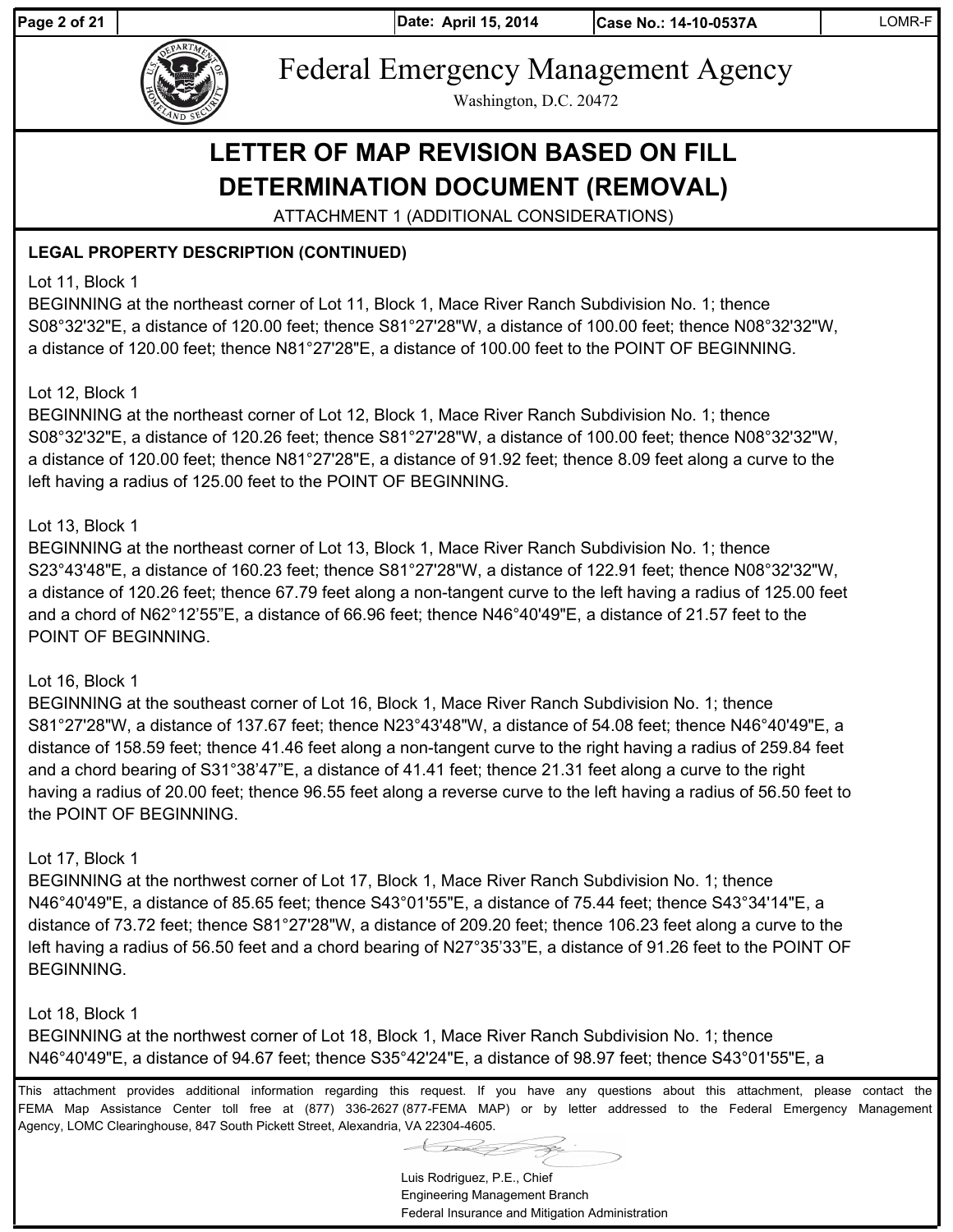# Federal Emergency Management Agency

Washington, D.C. 20472

## LETTER OF MAP REVISION BASED ON FILL DETERMINATION DOCUMENT (REMOVAL)

ATTACHMENT 1 (ADDITIONAL CONSIDERATIONS)

**LEGAL PROPERTY DESCRIPTION (CONTINUED)**

Lot 11, Block 1
BEGINNING at the northeast corner of Lot 11, Block 1, Mace River Ranch Subdivision No. 1; thence S08°32'32"E, a distance of 120.00 feet; thence S81°27'28"W, a distance of 100.00 feet; thence N08°32'32"W, a distance of 120.00 feet; thence N81°27'28"E, a distance of 100.00 feet to the POINT OF BEGINNING.

Lot 12, Block 1
BEGINNING at the northeast corner of Lot 12, Block 1, Mace River Ranch Subdivision No. 1; thence S08°32'32"E, a distance of 120.26 feet; thence S81°27'28"W, a distance of 100.00 feet; thence N08°32'32"W, a distance of 120.00 feet; thence N81°27'28"E, a distance of 91.92 feet; thence 8.09 feet along a curve to the left having a radius of 125.00 feet to the POINT OF BEGINNING.

Lot 13, Block 1
BEGINNING at the northeast corner of Lot 13, Block 1, Mace River Ranch Subdivision No. 1; thence S23°43'48"E, a distance of 160.23 feet; thence S81°27'28"W, a distance of 122.91 feet; thence N08°32'32"W, a distance of 120.26 feet; thence 67.79 feet along a non-tangent curve to the left having a radius of 125.00 feet and a chord of N62°12'55"E, a distance of 66.96 feet; thence N46°40'49"E, a distance of 21.57 feet to the POINT OF BEGINNING.

Lot 16, Block 1
BEGINNING at the southeast corner of Lot 16, Block 1, Mace River Ranch Subdivision No. 1; thence S81°27'28"W, a distance of 137.67 feet; thence N23°43'48"W, a distance of 54.08 feet; thence N46°40'49"E, a distance of 158.59 feet; thence 41.46 feet along a non-tangent curve to the right having a radius of 259.84 feet and a chord bearing of S31°38'47"E, a distance of 41.41 feet; thence 21.31 feet along a curve to the right having a radius of 20.00 feet; thence 96.55 feet along a reverse curve to the left having a radius of 56.50 feet to the POINT OF BEGINNING.

Lot 17, Block 1
BEGINNING at the northwest corner of Lot 17, Block 1, Mace River Ranch Subdivision No. 1; thence N46°40'49"E, a distance of 85.65 feet; thence S43°01'55"E, a distance of 75.44 feet; thence S43°34'14"E, a distance of 73.72 feet; thence S81°27'28"W, a distance of 209.20 feet; thence 106.23 feet along a curve to the left having a radius of 56.50 feet and a chord bearing of N27°35'33"E, a distance of 91.26 feet to the POINT OF BEGINNING.

Lot 18, Block 1
BEGINNING at the northwest corner of Lot 18, Block 1, Mace River Ranch Subdivision No. 1; thence N46°40'49"E, a distance of 94.67 feet; thence S35°42'24"E, a distance of 98.97 feet; thence S43°01'55"E, a

This attachment provides additional information regarding this request. If you have any questions about this attachment, please contact the FEMA Map Assistance Center toll free at (877) 336-2627 (877-FEMA MAP) or by letter addressed to the Federal Emergency Management Agency, LOMC Clearinghouse, 847 South Pickett Street, Alexandria, VA 22304-4605.

Luis Rodriguez, P.E., Chief
Engineering Management Branch
Federal Insurance and Mitigation Administration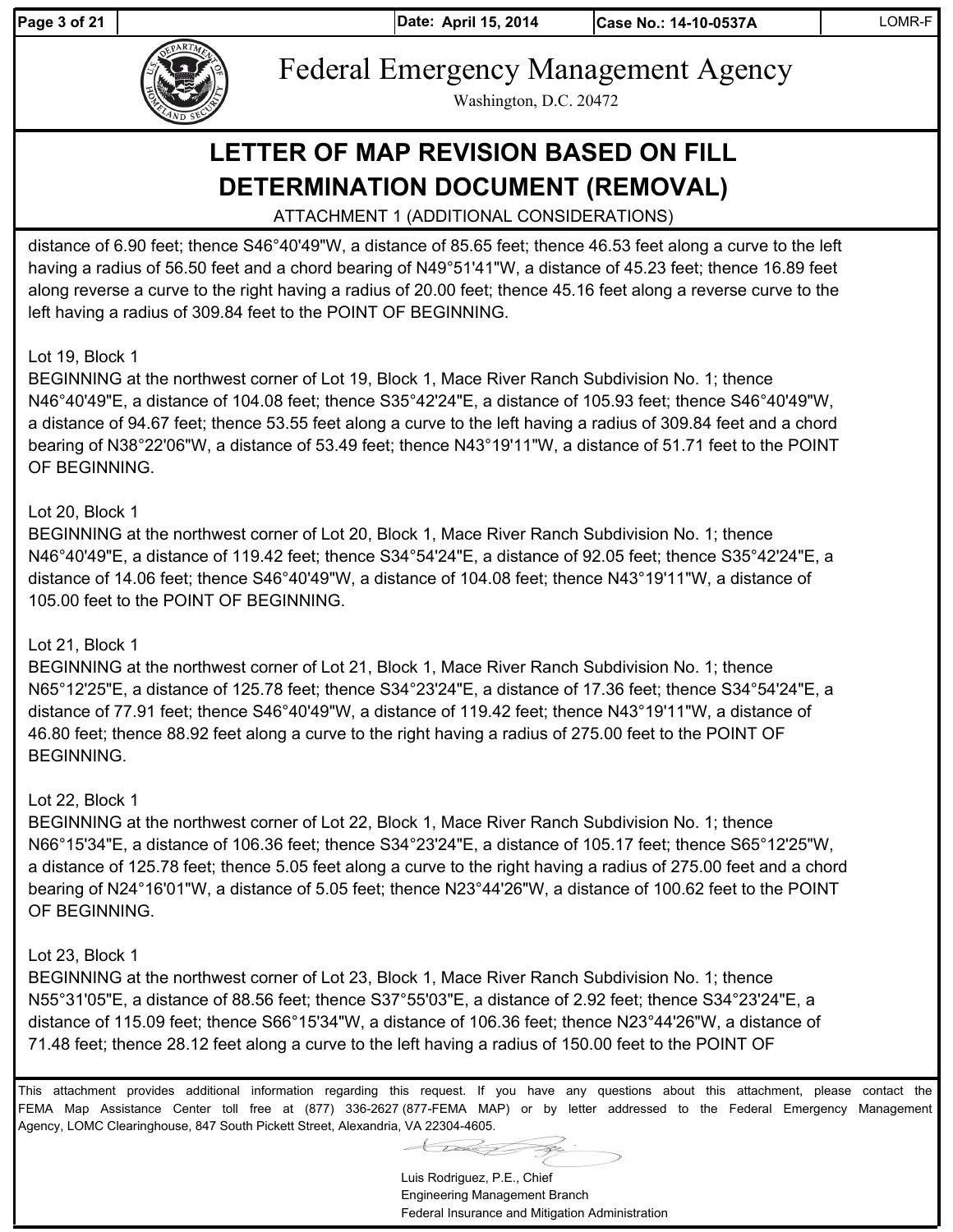Federal Emergency Management Agency

Washington, D.C. 20472

# LETTER OF MAP REVISION BASED ON FILL DETERMINATION DOCUMENT (REMOVAL)

ATTACHMENT 1 (ADDITIONAL CONSIDERATIONS)

distance of 6.90 feet; thence S46°40'49"W, a distance of 85.65 feet; thence 46.53 feet along a curve to the left having a radius of 56.50 feet and a chord bearing of N49°51'41"W, a distance of 45.23 feet; thence 16.89 feet along reverse a curve to the right having a radius of 20.00 feet; thence 45.16 feet along a reverse curve to the left having a radius of 309.84 feet to the POINT OF BEGINNING.

Lot 19, Block 1
BEGINNING at the northwest corner of Lot 19, Block 1, Mace River Ranch Subdivision No. 1; thence N46°40'49"E, a distance of 104.08 feet; thence S35°42'24"E, a distance of 105.93 feet; thence S46°40'49"W, a distance of 94.67 feet; thence 53.55 feet along a curve to the left having a radius of 309.84 feet and a chord bearing of N38°22'06"W, a distance of 53.49 feet; thence N43°19'11"W, a distance of 51.71 feet to the POINT OF BEGINNING.

Lot 20, Block 1
BEGINNING at the northwest corner of Lot 20, Block 1, Mace River Ranch Subdivision No. 1; thence N46°40'49"E, a distance of 119.42 feet; thence S34°54'24"E, a distance of 92.05 feet; thence S35°42'24"E, a distance of 14.06 feet; thence S46°40'49"W, a distance of 104.08 feet; thence N43°19'11"W, a distance of 105.00 feet to the POINT OF BEGINNING.

Lot 21, Block 1
BEGINNING at the northwest corner of Lot 21, Block 1, Mace River Ranch Subdivision No. 1; thence N65°12'25"E, a distance of 125.78 feet; thence S34°23'24"E, a distance of 17.36 feet; thence S34°54'24"E, a distance of 77.91 feet; thence S46°40'49"W, a distance of 119.42 feet; thence N43°19'11"W, a distance of 46.80 feet; thence 88.92 feet along a curve to the right having a radius of 275.00 feet to the POINT OF BEGINNING.

Lot 22, Block 1
BEGINNING at the northwest corner of Lot 22, Block 1, Mace River Ranch Subdivision No. 1; thence N66°15'34"E, a distance of 106.36 feet; thence S34°23'24"E, a distance of 105.17 feet; thence S65°12'25"W, a distance of 125.78 feet; thence 5.05 feet along a curve to the right having a radius of 275.00 feet and a chord bearing of N24°16'01"W, a distance of 5.05 feet; thence N23°44'26"W, a distance of 100.62 feet to the POINT OF BEGINNING.

Lot 23, Block 1
BEGINNING at the northwest corner of Lot 23, Block 1, Mace River Ranch Subdivision No. 1; thence N55°31'05"E, a distance of 88.56 feet; thence S37°55'03"E, a distance of 2.92 feet; thence S34°23'24"E, a distance of 115.09 feet; thence S66°15'34"W, a distance of 106.36 feet; thence N23°44'26"W, a distance of 71.48 feet; thence 28.12 feet along a curve to the left having a radius of 150.00 feet to the POINT OF

This attachment provides additional information regarding this request. If you have any questions about this attachment, please contact the FEMA Map Assistance Center toll free at (877) 336-2627 (877-FEMA MAP) or by letter addressed to the Federal Emergency Management Agency, LOMC Clearinghouse, 847 South Pickett Street, Alexandria, VA 22304-4605.

Luis Rodriguez, P.E., Chief
Engineering Management Branch
Federal Insurance and Mitigation Administration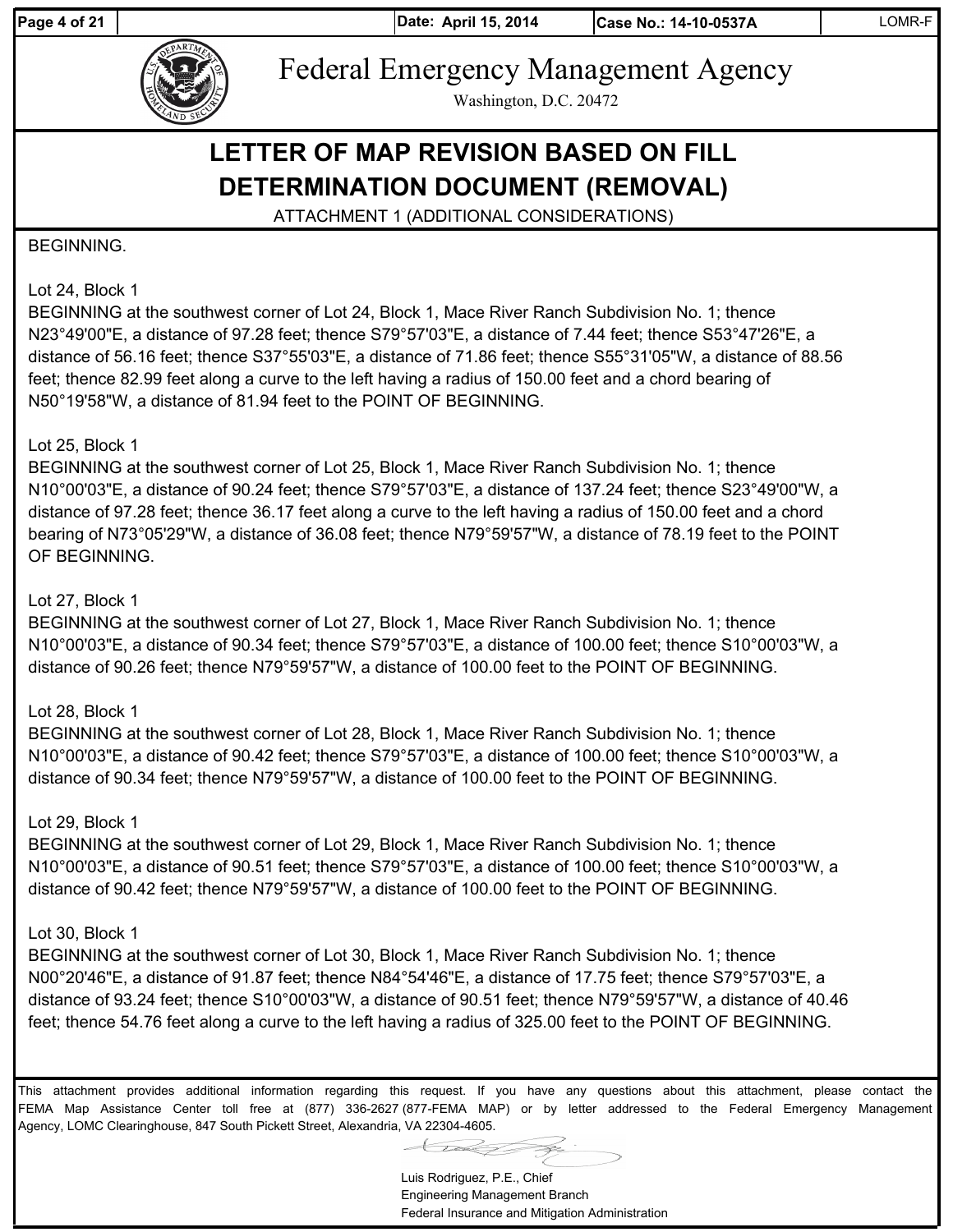# LETTER OF MAP REVISION BASED ON FILL DETERMINATION DOCUMENT (REMOVAL)

ATTACHMENT 1 (ADDITIONAL CONSIDERATIONS)

BEGINNING.

Lot 24, Block 1
BEGINNING at the southwest corner of Lot 24, Block 1, Mace River Ranch Subdivision No. 1; thence N23°49'00"E, a distance of 97.28 feet; thence S79°57'03"E, a distance of 7.44 feet; thence S53°47'26"E, a distance of 56.16 feet; thence S37°55'03"E, a distance of 71.86 feet; thence S55°31'05"W, a distance of 88.56 feet; thence 82.99 feet along a curve to the left having a radius of 150.00 feet and a chord bearing of N50°19'58"W, a distance of 81.94 feet to the POINT OF BEGINNING.

Lot 25, Block 1
BEGINNING at the southwest corner of Lot 25, Block 1, Mace River Ranch Subdivision No. 1; thence N10°00'03"E, a distance of 90.24 feet; thence S79°57'03"E, a distance of 137.24 feet; thence S23°49'00"W, a distance of 97.28 feet; thence 36.17 feet along a curve to the left having a radius of 150.00 feet and a chord bearing of N73°05'29"W, a distance of 36.08 feet; thence N79°59'57"W, a distance of 78.19 feet to the POINT OF BEGINNING.

Lot 27, Block 1
BEGINNING at the southwest corner of Lot 27, Block 1, Mace River Ranch Subdivision No. 1; thence N10°00'03"E, a distance of 90.34 feet; thence S79°57'03"E, a distance of 100.00 feet; thence S10°00'03"W, a distance of 90.26 feet; thence N79°59'57"W, a distance of 100.00 feet to the POINT OF BEGINNING.

Lot 28, Block 1
BEGINNING at the southwest corner of Lot 28, Block 1, Mace River Ranch Subdivision No. 1; thence N10°00'03"E, a distance of 90.42 feet; thence S79°57'03"E, a distance of 100.00 feet; thence S10°00'03"W, a distance of 90.34 feet; thence N79°59'57"W, a distance of 100.00 feet to the POINT OF BEGINNING.

Lot 29, Block 1
BEGINNING at the southwest corner of Lot 29, Block 1, Mace River Ranch Subdivision No. 1; thence N10°00'03"E, a distance of 90.51 feet; thence S79°57'03"E, a distance of 100.00 feet; thence S10°00'03"W, a distance of 90.42 feet; thence N79°59'57"W, a distance of 100.00 feet to the POINT OF BEGINNING.

Lot 30, Block 1
BEGINNING at the southwest corner of Lot 30, Block 1, Mace River Ranch Subdivision No. 1; thence N00°20'46"E, a distance of 91.87 feet; thence N84°54'46"E, a distance of 17.75 feet; thence S79°57'03"E, a distance of 93.24 feet; thence S10°00'03"W, a distance of 90.51 feet; thence N79°59'57"W, a distance of 40.46 feet; thence 54.76 feet along a curve to the left having a radius of 325.00 feet to the POINT OF BEGINNING.

This attachment provides additional information regarding this request. If you have any questions about this attachment, please contact the FEMA Map Assistance Center toll free at (877) 336-2627 (877-FEMA MAP) or by letter addressed to the Federal Emergency Management Agency, LOMC Clearinghouse, 847 South Pickett Street, Alexandria, VA 22304-4605.

Luis Rodriguez, P.E., Chief
Engineering Management Branch
Federal Insurance and Mitigation Administration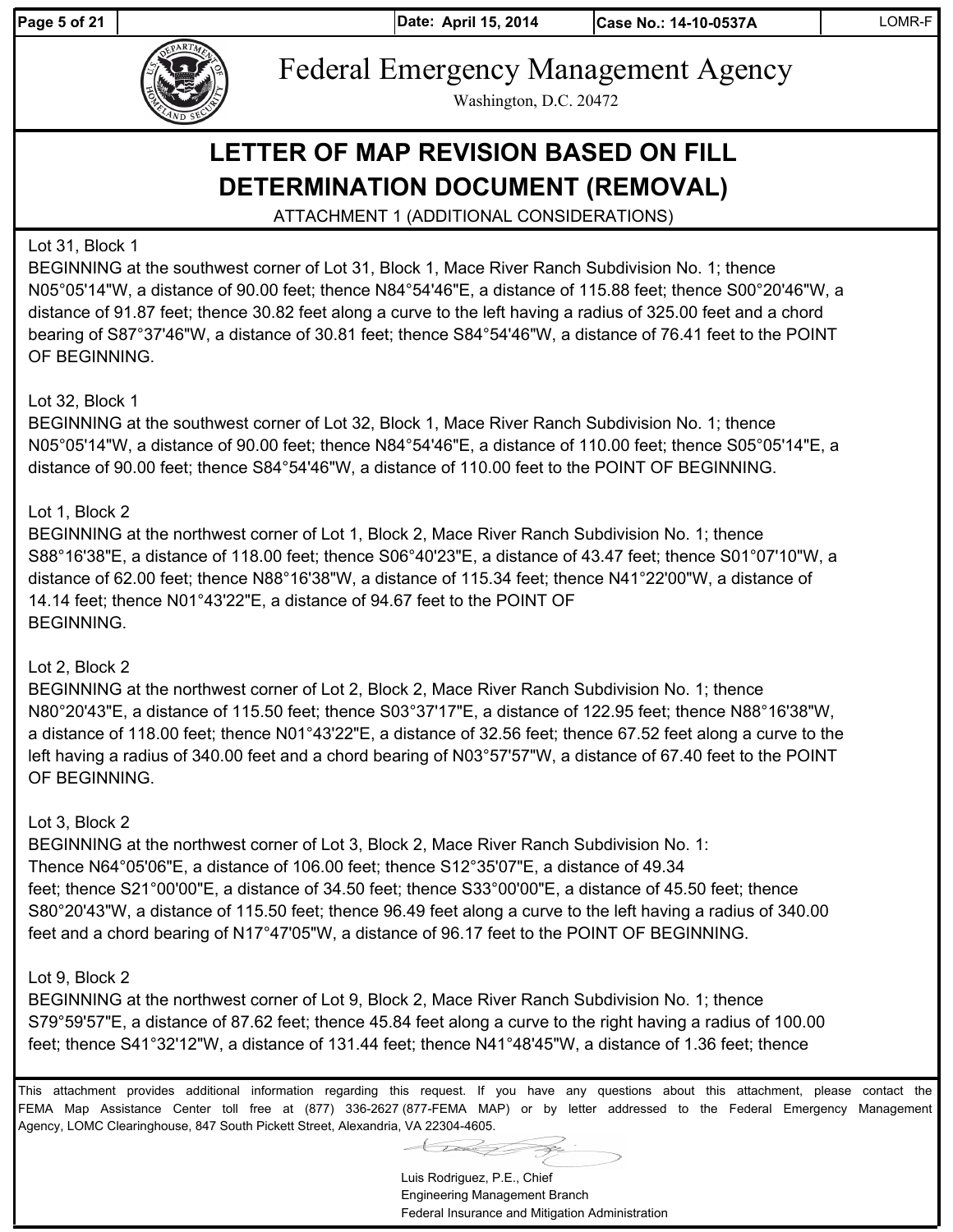# Federal Emergency Management Agency

Washington, D.C. 20472

## LETTER OF MAP REVISION BASED ON FILL DETERMINATION DOCUMENT (REMOVAL)

ATTACHMENT 1 (ADDITIONAL CONSIDERATIONS)

Lot 31, Block 1
BEGINNING at the southwest corner of Lot 31, Block 1, Mace River Ranch Subdivision No. 1; thence N05°05'14"W, a distance of 90.00 feet; thence N84°54'46"E, a distance of 115.88 feet; thence S00°20'46"W, a distance of 91.87 feet; thence 30.82 feet along a curve to the left having a radius of 325.00 feet and a chord bearing of S87°37'46"W, a distance of 30.81 feet; thence S84°54'46"W, a distance of 76.41 feet to the POINT OF BEGINNING.

Lot 32, Block 1
BEGINNING at the southwest corner of Lot 32, Block 1, Mace River Ranch Subdivision No. 1; thence N05°05'14"W, a distance of 90.00 feet; thence N84°54'46"E, a distance of 110.00 feet; thence S05°05'14"E, a distance of 90.00 feet; thence S84°54'46"W, a distance of 110.00 feet to the POINT OF BEGINNING.

Lot 1, Block 2
BEGINNING at the northwest corner of Lot 1, Block 2, Mace River Ranch Subdivision No. 1; thence S88°16'38"E, a distance of 118.00 feet; thence S06°40'23"E, a distance of 43.47 feet; thence S01°07'10"W, a distance of 62.00 feet; thence N88°16'38"W, a distance of 115.34 feet; thence N41°22'00"W, a distance of 14.14 feet; thence N01°43'22"E, a distance of 94.67 feet to the POINT OF BEGINNING.

Lot 2, Block 2
BEGINNING at the northwest corner of Lot 2, Block 2, Mace River Ranch Subdivision No. 1; thence N80°20'43"E, a distance of 115.50 feet; thence S03°37'17"E, a distance of 122.95 feet; thence N88°16'38"W, a distance of 118.00 feet; thence N01°43'22"E, a distance of 32.56 feet; thence 67.52 feet along a curve to the left having a radius of 340.00 feet and a chord bearing of N03°57'57"W, a distance of 67.40 feet to the POINT OF BEGINNING.

Lot 3, Block 2
BEGINNING at the northwest corner of Lot 3, Block 2, Mace River Ranch Subdivision No. 1:
Thence N64°05'06"E, a distance of 106.00 feet; thence S12°35'07"E, a distance of 49.34 feet; thence S21°00'00"E, a distance of 34.50 feet; thence S33°00'00"E, a distance of 45.50 feet; thence S80°20'43"W, a distance of 115.50 feet; thence 96.49 feet along a curve to the left having a radius of 340.00 feet and a chord bearing of N17°47'05"W, a distance of 96.17 feet to the POINT OF BEGINNING.

Lot 9, Block 2
BEGINNING at the northwest corner of Lot 9, Block 2, Mace River Ranch Subdivision No. 1; thence S79°59'57"E, a distance of 87.62 feet; thence 45.84 feet along a curve to the right having a radius of 100.00 feet; thence S41°32'12"W, a distance of 131.44 feet; thence N41°48'45"W, a distance of 1.36 feet; thence

This attachment provides additional information regarding this request. If you have any questions about this attachment, please contact the FEMA Map Assistance Center toll free at (877) 336-2627 (877-FEMA MAP) or by letter addressed to the Federal Emergency Management Agency, LOMC Clearinghouse, 847 South Pickett Street, Alexandria, VA 22304-4605.

Luis Rodriguez, P.E., Chief
Engineering Management Branch
Federal Insurance and Mitigation Administration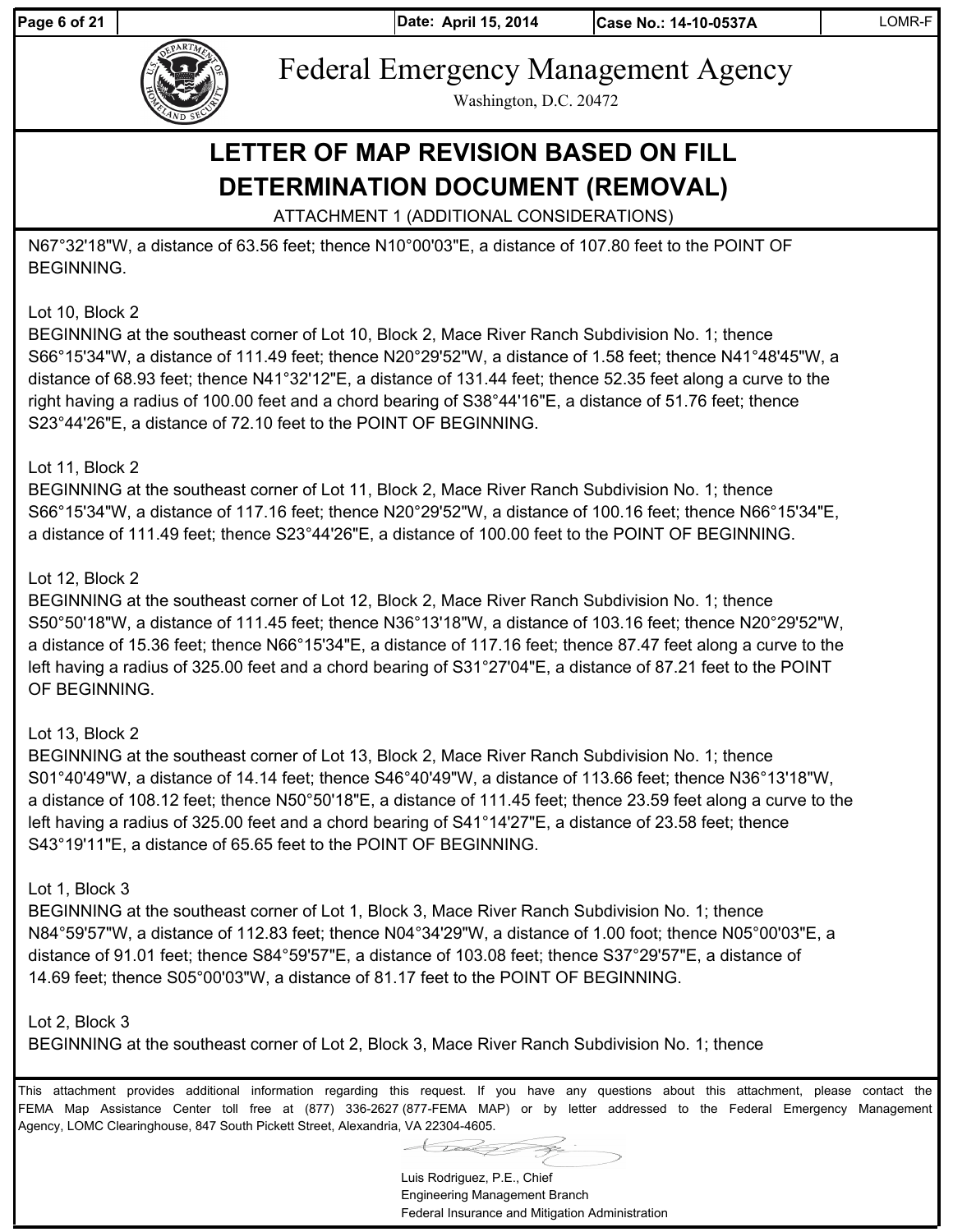# Federal Emergency Management Agency

Washington, D.C. 20472

## LETTER OF MAP REVISION BASED ON FILL DETERMINATION DOCUMENT (REMOVAL)

ATTACHMENT 1 (ADDITIONAL CONSIDERATIONS)

N67°32'18"W, a distance of 63.56 feet; thence N10°00'03"E, a distance of 107.80 feet to the POINT OF BEGINNING.

Lot 10, Block 2
BEGINNING at the southeast corner of Lot 10, Block 2, Mace River Ranch Subdivision No. 1; thence S66°15'34"W, a distance of 111.49 feet; thence N20°29'52"W, a distance of 1.58 feet; thence N41°48'45"W, a distance of 68.93 feet; thence N41°32'12"E, a distance of 131.44 feet; thence 52.35 feet along a curve to the right having a radius of 100.00 feet and a chord bearing of S38°44'16"E, a distance of 51.76 feet; thence S23°44'26"E, a distance of 72.10 feet to the POINT OF BEGINNING.

Lot 11, Block 2
BEGINNING at the southeast corner of Lot 11, Block 2, Mace River Ranch Subdivision No. 1; thence S66°15'34"W, a distance of 117.16 feet; thence N20°29'52"W, a distance of 100.16 feet; thence N66°15'34"E, a distance of 111.49 feet; thence S23°44'26"E, a distance of 100.00 feet to the POINT OF BEGINNING.

Lot 12, Block 2
BEGINNING at the southeast corner of Lot 12, Block 2, Mace River Ranch Subdivision No. 1; thence S50°50'18"W, a distance of 111.45 feet; thence N36°13'18"W, a distance of 103.16 feet; thence N20°29'52"W, a distance of 15.36 feet; thence N66°15'34"E, a distance of 117.16 feet; thence 87.47 feet along a curve to the left having a radius of 325.00 feet and a chord bearing of S31°27'04"E, a distance of 87.21 feet to the POINT OF BEGINNING.

Lot 13, Block 2
BEGINNING at the southeast corner of Lot 13, Block 2, Mace River Ranch Subdivision No. 1; thence S01°40'49"W, a distance of 14.14 feet; thence S46°40'49"W, a distance of 113.66 feet; thence N36°13'18"W, a distance of 108.12 feet; thence N50°50'18"E, a distance of 111.45 feet; thence 23.59 feet along a curve to the left having a radius of 325.00 feet and a chord bearing of S41°14'27"E, a distance of 23.58 feet; thence S43°19'11"E, a distance of 65.65 feet to the POINT OF BEGINNING.

Lot 1, Block 3
BEGINNING at the southeast corner of Lot 1, Block 3, Mace River Ranch Subdivision No. 1; thence N84°59'57"W, a distance of 112.83 feet; thence N04°34'29"W, a distance of 1.00 foot; thence N05°00'03"E, a distance of 91.01 feet; thence S84°59'57"E, a distance of 103.08 feet; thence S37°29'57"E, a distance of 14.69 feet; thence S05°00'03"W, a distance of 81.17 feet to the POINT OF BEGINNING.

Lot 2, Block 3
BEGINNING at the southeast corner of Lot 2, Block 3, Mace River Ranch Subdivision No. 1; thence

This attachment provides additional information regarding this request. If you have any questions about this attachment, please contact the FEMA Map Assistance Center toll free at (877) 336-2627 (877-FEMA MAP) or by letter addressed to the Federal Emergency Management Agency, LOMC Clearinghouse, 847 South Pickett Street, Alexandria, VA 22304-4605.

Luis Rodriguez, P.E., Chief
Engineering Management Branch
Federal Insurance and Mitigation Administration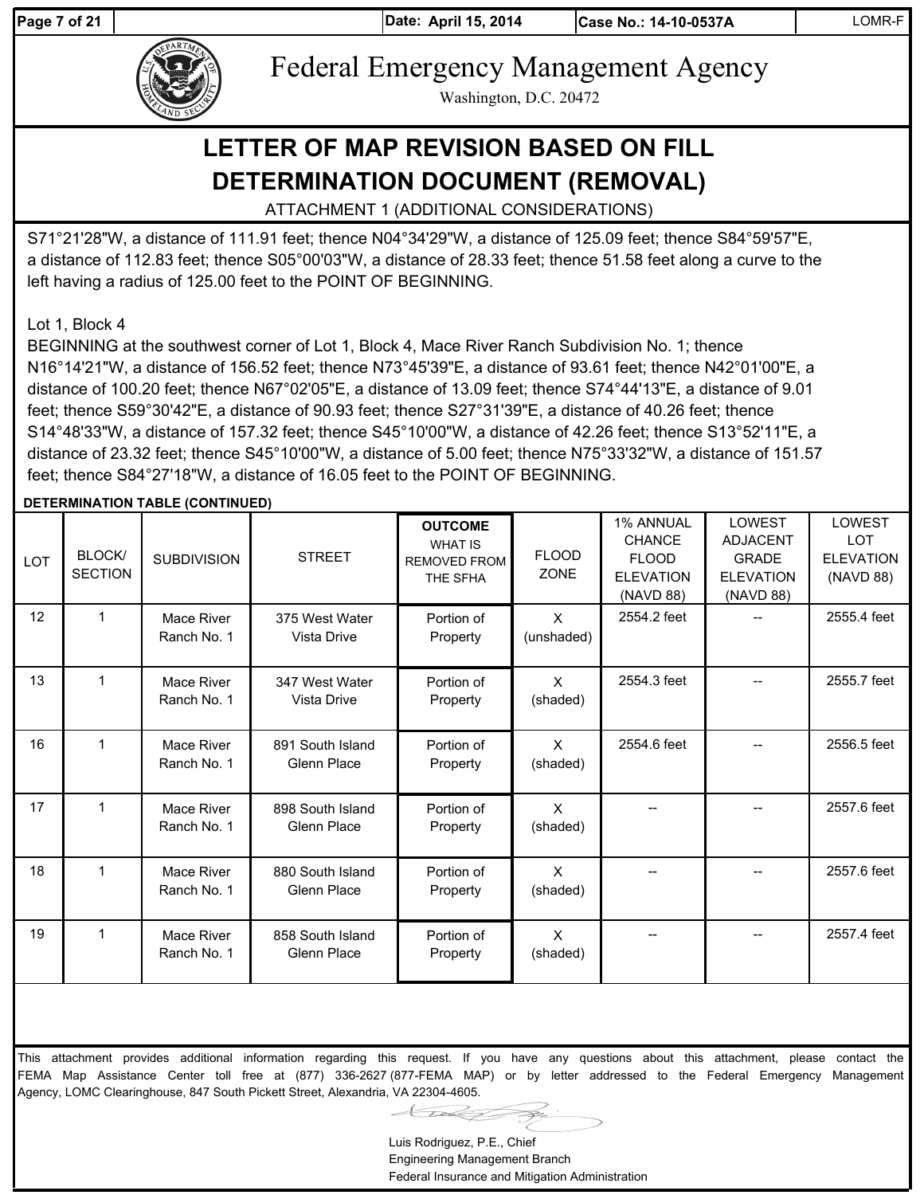# Federal Emergency Management Agency

Washington, D.C. 20472

## LETTER OF MAP REVISION BASED ON FILL DETERMINATION DOCUMENT (REMOVAL)

ATTACHMENT 1 (ADDITIONAL CONSIDERATIONS)

S71°21'28"W, a distance of 111.91 feet; thence N04°34'29"W, a distance of 125.09 feet; thence S84°59'57"E, a distance of 112.83 feet; thence S05°00'03"W, a distance of 28.33 feet; thence 51.58 feet along a curve to the left having a radius of 125.00 feet to the POINT OF BEGINNING.

Lot 1, Block 4

BEGINNING at the southwest corner of Lot 1, Block 4, Mace River Ranch Subdivision No. 1; thence N16°14'21"W, a distance of 156.52 feet; thence N73°45'39"E, a distance of 93.61 feet; thence N42°01'00"E, a distance of 100.20 feet; thence N67°02'05"E, a distance of 13.09 feet; thence S74°44'13"E, a distance of 9.01 feet; thence S59°30'42"E, a distance of 90.93 feet; thence S27°31'39"E, a distance of 40.26 feet; thence S14°48'33"W, a distance of 157.32 feet; thence S45°10'00"W, a distance of 42.26 feet; thence S13°52'11"E, a distance of 23.32 feet; thence S45°10'00"W, a distance of 5.00 feet; thence N75°33'32"W, a distance of 151.57 feet; thence S84°27'18"W, a distance of 16.05 feet to the POINT OF BEGINNING.

**DETERMINATION TABLE (CONTINUED)**

| LOT | BLOCK/ SECTION | SUBDIVISION | STREET | OUTCOME WHAT IS REMOVED FROM THE SFHA | FLOOD ZONE | 1% ANNUAL CHANCE FLOOD ELEVATION (NAVD 88) | LOWEST ADJACENT GRADE ELEVATION (NAVD 88) | LOWEST LOT ELEVATION (NAVD 88) |
|---|---|---|---|---|---|---|---|---|
| 12 | 1 | Mace River Ranch No. 1 | 375 West Water Vista Drive | Portion of Property | X (unshaded) | 2554.2 feet | -- | 2555.4 feet |
| 13 | 1 | Mace River Ranch No. 1 | 347 West Water Vista Drive | Portion of Property | X (shaded) | 2554.3 feet | -- | 2555.7 feet |
| 16 | 1 | Mace River Ranch No. 1 | 891 South Island Glenn Place | Portion of Property | X (shaded) | 2554.6 feet | -- | 2556.5 feet |
| 17 | 1 | Mace River Ranch No. 1 | 898 South Island Glenn Place | Portion of Property | X (shaded) | -- | -- | 2557.6 feet |
| 18 | 1 | Mace River Ranch No. 1 | 880 South Island Glenn Place | Portion of Property | X (shaded) | -- | -- | 2557.6 feet |
| 19 | 1 | Mace River Ranch No. 1 | 858 South Island Glenn Place | Portion of Property | X (shaded) | -- | -- | 2557.4 feet |

This attachment provides additional information regarding this request. If you have any questions about this attachment, please contact the FEMA Map Assistance Center toll free at (877) 336-2627 (877-FEMA MAP) or by letter addressed to the Federal Emergency Management Agency, LOMC Clearinghouse, 847 South Pickett Street, Alexandria, VA 22304-4605.

Luis Rodriguez, P.E., Chief
Engineering Management Branch
Federal Insurance and Mitigation Administration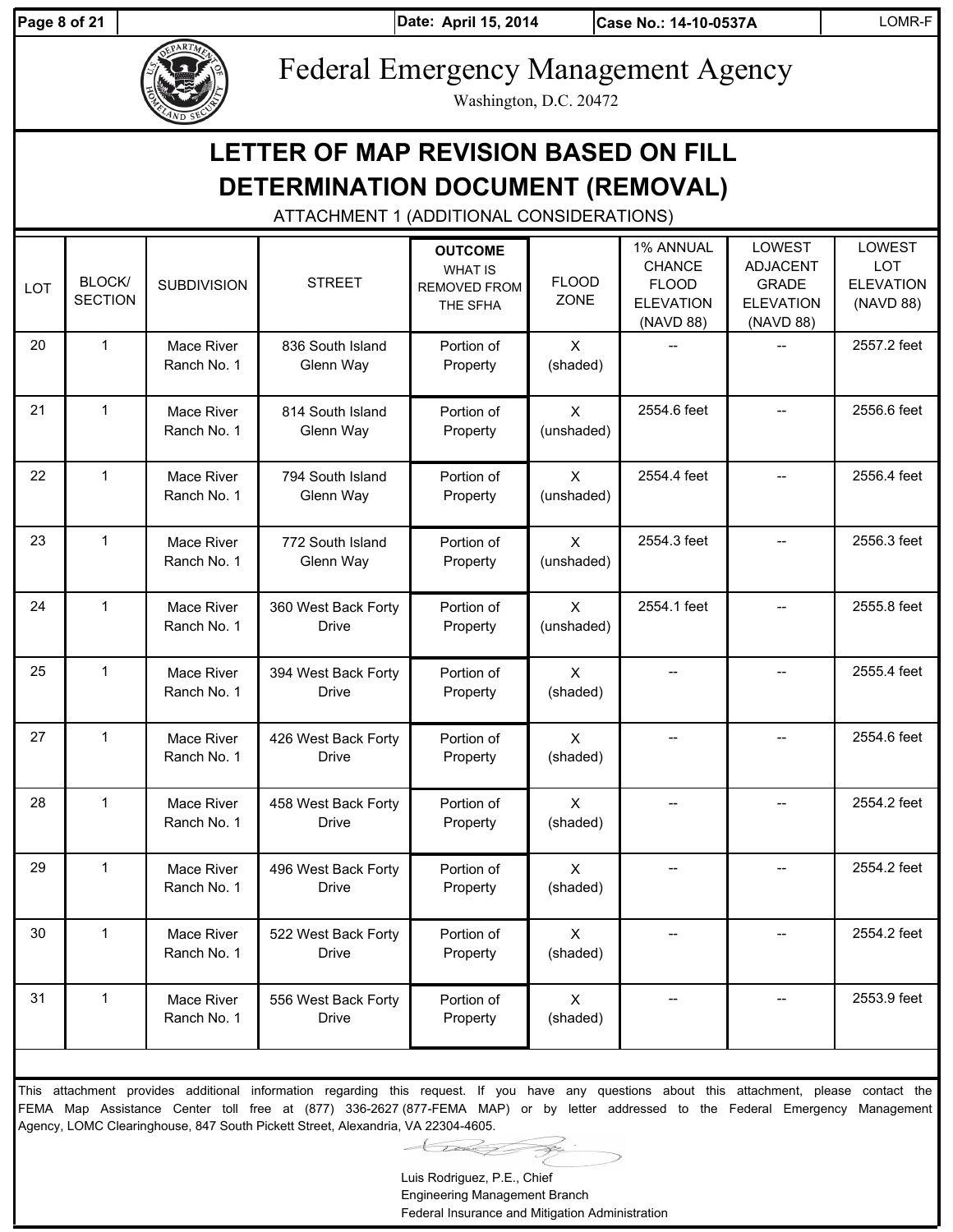Federal Emergency Management Agency

Washington, D.C. 20472

# LETTER OF MAP REVISION BASED ON FILL DETERMINATION DOCUMENT (REMOVAL)

ATTACHMENT 1 (ADDITIONAL CONSIDERATIONS)

| LOT | BLOCK/ SECTION | SUBDIVISION | STREET | OUTCOME WHAT IS REMOVED FROM THE SFHA | FLOOD ZONE | 1% ANNUAL CHANCE FLOOD ELEVATION (NAVD 88) | LOWEST ADJACENT GRADE ELEVATION (NAVD 88) | LOWEST LOT ELEVATION (NAVD 88) |
|---|---|---|---|---|---|---|---|---|
| 20 | 1 | Mace River Ranch No. 1 | 836 South Island Glenn Way | Portion of Property | X (shaded) | -- | -- | 2557.2 feet |
| 21 | 1 | Mace River Ranch No. 1 | 814 South Island Glenn Way | Portion of Property | X (unshaded) | 2554.6 feet | -- | 2556.6 feet |
| 22 | 1 | Mace River Ranch No. 1 | 794 South Island Glenn Way | Portion of Property | X (unshaded) | 2554.4 feet | -- | 2556.4 feet |
| 23 | 1 | Mace River Ranch No. 1 | 772 South Island Glenn Way | Portion of Property | X (unshaded) | 2554.3 feet | -- | 2556.3 feet |
| 24 | 1 | Mace River Ranch No. 1 | 360 West Back Forty Drive | Portion of Property | X (unshaded) | 2554.1 feet | -- | 2555.8 feet |
| 25 | 1 | Mace River Ranch No. 1 | 394 West Back Forty Drive | Portion of Property | X (shaded) | -- | -- | 2555.4 feet |
| 27 | 1 | Mace River Ranch No. 1 | 426 West Back Forty Drive | Portion of Property | X (shaded) | -- | -- | 2554.6 feet |
| 28 | 1 | Mace River Ranch No. 1 | 458 West Back Forty Drive | Portion of Property | X (shaded) | -- | -- | 2554.2 feet |
| 29 | 1 | Mace River Ranch No. 1 | 496 West Back Forty Drive | Portion of Property | X (shaded) | -- | -- | 2554.2 feet |
| 30 | 1 | Mace River Ranch No. 1 | 522 West Back Forty Drive | Portion of Property | X (shaded) | -- | -- | 2554.2 feet |
| 31 | 1 | Mace River Ranch No. 1 | 556 West Back Forty Drive | Portion of Property | X (shaded) | -- | -- | 2553.9 feet |

This attachment provides additional information regarding this request. If you have any questions about this attachment, please contact the FEMA Map Assistance Center toll free at (877) 336-2627 (877-FEMA MAP) or by letter addressed to the Federal Emergency Management Agency, LOMC Clearinghouse, 847 South Pickett Street, Alexandria, VA 22304-4605.

Luis Rodriguez, P.E., Chief
Engineering Management Branch
Federal Insurance and Mitigation Administration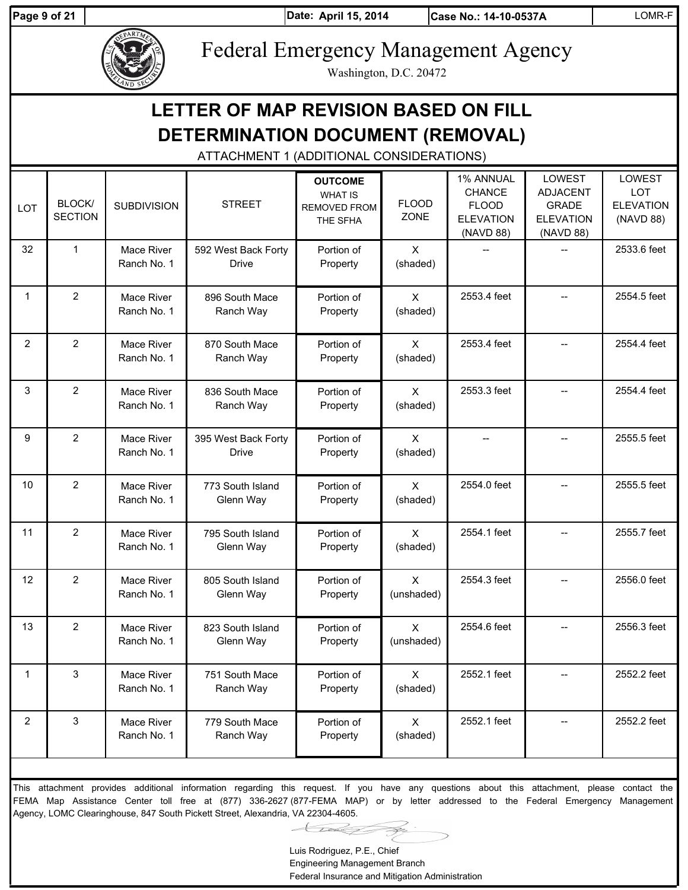Federal Emergency Management Agency

Washington, D.C. 20472

# LETTER OF MAP REVISION BASED ON FILL DETERMINATION DOCUMENT (REMOVAL)

ATTACHMENT 1 (ADDITIONAL CONSIDERATIONS)

| LOT | BLOCK/ SECTION | SUBDIVISION | STREET | OUTCOME WHAT IS REMOVED FROM THE SFHA | FLOOD ZONE | 1% ANNUAL CHANCE FLOOD ELEVATION (NAVD 88) | LOWEST ADJACENT GRADE ELEVATION (NAVD 88) | LOWEST LOT ELEVATION (NAVD 88) |
|---|---|---|---|---|---|---|---|---|
| 32 | 1 | Mace River Ranch No. 1 | 592 West Back Forty Drive | Portion of Property | X (shaded) | -- | -- | 2533.6 feet |
| 1 | 2 | Mace River Ranch No. 1 | 896 South Mace Ranch Way | Portion of Property | X (shaded) | 2553.4 feet | -- | 2554.5 feet |
| 2 | 2 | Mace River Ranch No. 1 | 870 South Mace Ranch Way | Portion of Property | X (shaded) | 2553.4 feet | -- | 2554.4 feet |
| 3 | 2 | Mace River Ranch No. 1 | 836 South Mace Ranch Way | Portion of Property | X (shaded) | 2553.3 feet | -- | 2554.4 feet |
| 9 | 2 | Mace River Ranch No. 1 | 395 West Back Forty Drive | Portion of Property | X (shaded) | -- | -- | 2555.5 feet |
| 10 | 2 | Mace River Ranch No. 1 | 773 South Island Glenn Way | Portion of Property | X (shaded) | 2554.0 feet | -- | 2555.5 feet |
| 11 | 2 | Mace River Ranch No. 1 | 795 South Island Glenn Way | Portion of Property | X (shaded) | 2554.1 feet | -- | 2555.7 feet |
| 12 | 2 | Mace River Ranch No. 1 | 805 South Island Glenn Way | Portion of Property | X (unshaded) | 2554.3 feet | -- | 2556.0 feet |
| 13 | 2 | Mace River Ranch No. 1 | 823 South Island Glenn Way | Portion of Property | X (unshaded) | 2554.6 feet | -- | 2556.3 feet |
| 1 | 3 | Mace River Ranch No. 1 | 751 South Mace Ranch Way | Portion of Property | X (shaded) | 2552.1 feet | -- | 2552.2 feet |
| 2 | 3 | Mace River Ranch No. 1 | 779 South Mace Ranch Way | Portion of Property | X (shaded) | 2552.1 feet | -- | 2552.2 feet |

This attachment provides additional information regarding this request. If you have any questions about this attachment, please contact the FEMA Map Assistance Center toll free at (877) 336-2627 (877-FEMA MAP) or by letter addressed to the Federal Emergency Management Agency, LOMC Clearinghouse, 847 South Pickett Street, Alexandria, VA 22304-4605.

Luis Rodriguez, P.E., Chief
Engineering Management Branch
Federal Insurance and Mitigation Administration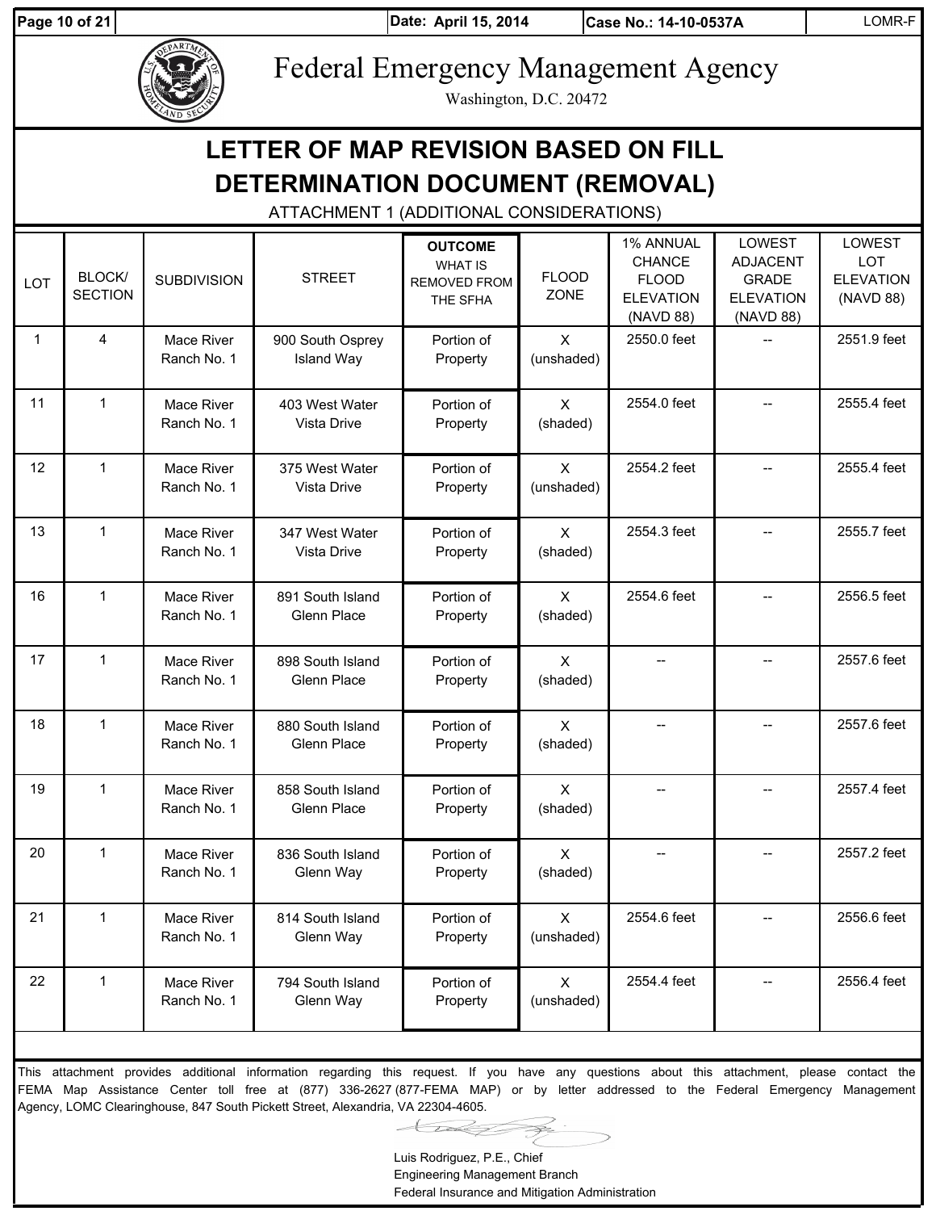# Federal Emergency Management Agency

Washington, D.C. 20472

## LETTER OF MAP REVISION BASED ON FILL DETERMINATION DOCUMENT (REMOVAL)

ATTACHMENT 1 (ADDITIONAL CONSIDERATIONS)

| LOT | BLOCK/ SECTION | SUBDIVISION | STREET | OUTCOME WHAT IS REMOVED FROM THE SFHA | FLOOD ZONE | 1% ANNUAL CHANCE FLOOD ELEVATION (NAVD 88) | LOWEST ADJACENT GRADE ELEVATION (NAVD 88) | LOWEST LOT ELEVATION (NAVD 88) |
|---|---|---|---|---|---|---|---|---|
| 1 | 4 | Mace River Ranch No. 1 | 900 South Osprey Island Way | Portion of Property | X (unshaded) | 2550.0 feet | -- | 2551.9 feet |
| 11 | 1 | Mace River Ranch No. 1 | 403 West Water Vista Drive | Portion of Property | X (shaded) | 2554.0 feet | -- | 2555.4 feet |
| 12 | 1 | Mace River Ranch No. 1 | 375 West Water Vista Drive | Portion of Property | X (unshaded) | 2554.2 feet | -- | 2555.4 feet |
| 13 | 1 | Mace River Ranch No. 1 | 347 West Water Vista Drive | Portion of Property | X (shaded) | 2554.3 feet | -- | 2555.7 feet |
| 16 | 1 | Mace River Ranch No. 1 | 891 South Island Glenn Place | Portion of Property | X (shaded) | 2554.6 feet | -- | 2556.5 feet |
| 17 | 1 | Mace River Ranch No. 1 | 898 South Island Glenn Place | Portion of Property | X (shaded) | -- | -- | 2557.6 feet |
| 18 | 1 | Mace River Ranch No. 1 | 880 South Island Glenn Place | Portion of Property | X (shaded) | -- | -- | 2557.6 feet |
| 19 | 1 | Mace River Ranch No. 1 | 858 South Island Glenn Place | Portion of Property | X (shaded) | -- | -- | 2557.4 feet |
| 20 | 1 | Mace River Ranch No. 1 | 836 South Island Glenn Way | Portion of Property | X (shaded) | -- | -- | 2557.2 feet |
| 21 | 1 | Mace River Ranch No. 1 | 814 South Island Glenn Way | Portion of Property | X (unshaded) | 2554.6 feet | -- | 2556.6 feet |
| 22 | 1 | Mace River Ranch No. 1 | 794 South Island Glenn Way | Portion of Property | X (unshaded) | 2554.4 feet | -- | 2556.4 feet |

This attachment provides additional information regarding this request. If you have any questions about this attachment, please contact the FEMA Map Assistance Center toll free at (877) 336-2627 (877-FEMA MAP) or by letter addressed to the Federal Emergency Management Agency, LOMC Clearinghouse, 847 South Pickett Street, Alexandria, VA 22304-4605.

Luis Rodriguez, P.E., Chief
Engineering Management Branch
Federal Insurance and Mitigation Administration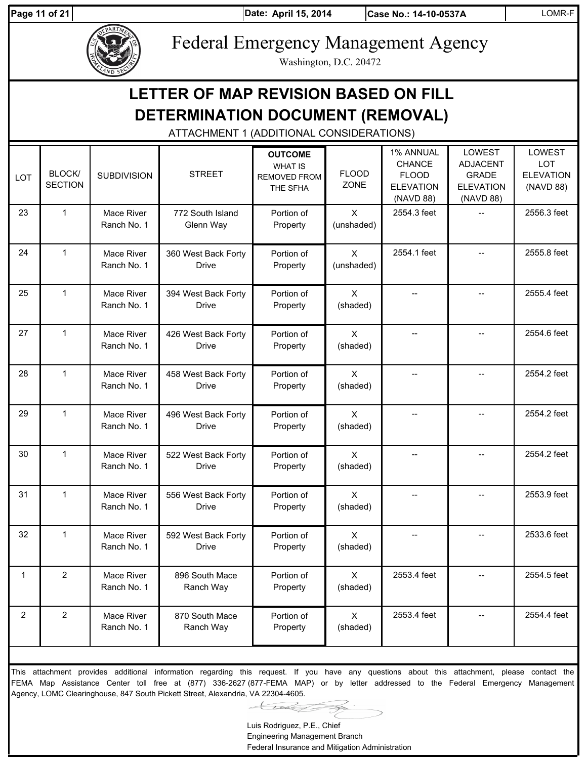# Federal Emergency Management Agency

Washington, D.C. 20472

## LETTER OF MAP REVISION BASED ON FILL DETERMINATION DOCUMENT (REMOVAL)

ATTACHMENT 1 (ADDITIONAL CONSIDERATIONS)

| LOT | BLOCK/ SECTION | SUBDIVISION | STREET | OUTCOME WHAT IS REMOVED FROM THE SFHA | FLOOD ZONE | 1% ANNUAL CHANCE FLOOD ELEVATION (NAVD 88) | LOWEST ADJACENT GRADE ELEVATION (NAVD 88) | LOWEST LOT ELEVATION (NAVD 88) |
|---|---|---|---|---|---|---|---|---|
| 23 | 1 | Mace River Ranch No. 1 | 772 South Island Glenn Way | Portion of Property | X (unshaded) | 2554.3 feet | -- | 2556.3 feet |
| 24 | 1 | Mace River Ranch No. 1 | 360 West Back Forty Drive | Portion of Property | X (unshaded) | 2554.1 feet | -- | 2555.8 feet |
| 25 | 1 | Mace River Ranch No. 1 | 394 West Back Forty Drive | Portion of Property | X (shaded) | -- | -- | 2555.4 feet |
| 27 | 1 | Mace River Ranch No. 1 | 426 West Back Forty Drive | Portion of Property | X (shaded) | -- | -- | 2554.6 feet |
| 28 | 1 | Mace River Ranch No. 1 | 458 West Back Forty Drive | Portion of Property | X (shaded) | -- | -- | 2554.2 feet |
| 29 | 1 | Mace River Ranch No. 1 | 496 West Back Forty Drive | Portion of Property | X (shaded) | -- | -- | 2554.2 feet |
| 30 | 1 | Mace River Ranch No. 1 | 522 West Back Forty Drive | Portion of Property | X (shaded) | -- | -- | 2554.2 feet |
| 31 | 1 | Mace River Ranch No. 1 | 556 West Back Forty Drive | Portion of Property | X (shaded) | -- | -- | 2553.9 feet |
| 32 | 1 | Mace River Ranch No. 1 | 592 West Back Forty Drive | Portion of Property | X (shaded) | -- | -- | 2533.6 feet |
| 1 | 2 | Mace River Ranch No. 1 | 896 South Mace Ranch Way | Portion of Property | X (shaded) | 2553.4 feet | -- | 2554.5 feet |
| 2 | 2 | Mace River Ranch No. 1 | 870 South Mace Ranch Way | Portion of Property | X (shaded) | 2553.4 feet | -- | 2554.4 feet |

This attachment provides additional information regarding this request. If you have any questions about this attachment, please contact the FEMA Map Assistance Center toll free at (877) 336-2627 (877-FEMA MAP) or by letter addressed to the Federal Emergency Management Agency, LOMC Clearinghouse, 847 South Pickett Street, Alexandria, VA 22304-4605.

Luis Rodriguez, P.E., Chief
Engineering Management Branch
Federal Insurance and Mitigation Administration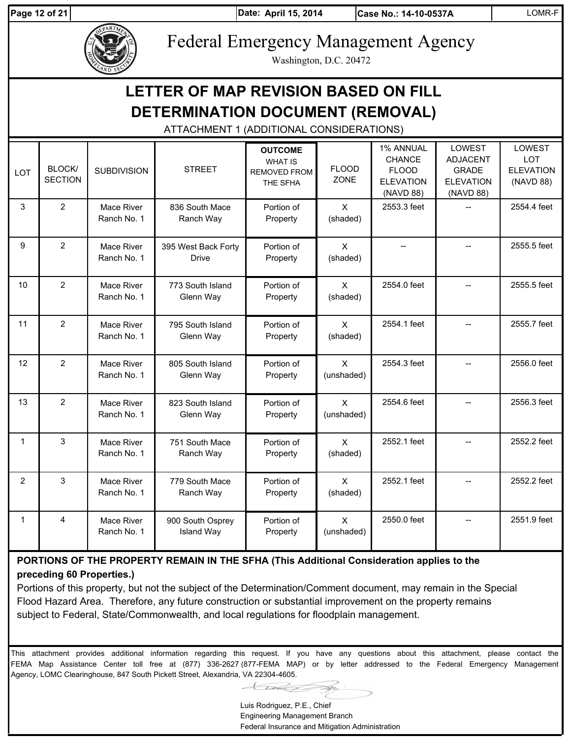# Federal Emergency Management Agency

Washington, D.C. 20472

## LETTER OF MAP REVISION BASED ON FILL DETERMINATION DOCUMENT (REMOVAL)

ATTACHMENT 1 (ADDITIONAL CONSIDERATIONS)

| LOT | BLOCK/ SECTION | SUBDIVISION | STREET | OUTCOME WHAT IS REMOVED FROM THE SFHA | FLOOD ZONE | 1% ANNUAL CHANCE FLOOD ELEVATION (NAVD 88) | LOWEST ADJACENT GRADE ELEVATION (NAVD 88) | LOWEST LOT ELEVATION (NAVD 88) |
|---|---|---|---|---|---|---|---|---|
| 3 | 2 | Mace River Ranch No. 1 | 836 South Mace Ranch Way | Portion of Property | X (shaded) | 2553.3 feet | -- | 2554.4 feet |
| 9 | 2 | Mace River Ranch No. 1 | 395 West Back Forty Drive | Portion of Property | X (shaded) | -- | -- | 2555.5 feet |
| 10 | 2 | Mace River Ranch No. 1 | 773 South Island Glenn Way | Portion of Property | X (shaded) | 2554.0 feet | -- | 2555.5 feet |
| 11 | 2 | Mace River Ranch No. 1 | 795 South Island Glenn Way | Portion of Property | X (shaded) | 2554.1 feet | -- | 2555.7 feet |
| 12 | 2 | Mace River Ranch No. 1 | 805 South Island Glenn Way | Portion of Property | X (unshaded) | 2554.3 feet | -- | 2556.0 feet |
| 13 | 2 | Mace River Ranch No. 1 | 823 South Island Glenn Way | Portion of Property | X (unshaded) | 2554.6 feet | -- | 2556.3 feet |
| 1 | 3 | Mace River Ranch No. 1 | 751 South Mace Ranch Way | Portion of Property | X (shaded) | 2552.1 feet | -- | 2552.2 feet |
| 2 | 3 | Mace River Ranch No. 1 | 779 South Mace Ranch Way | Portion of Property | X (shaded) | 2552.1 feet | -- | 2552.2 feet |
| 1 | 4 | Mace River Ranch No. 1 | 900 South Osprey Island Way | Portion of Property | X (unshaded) | 2550.0 feet | -- | 2551.9 feet |

**PORTIONS OF THE PROPERTY REMAIN IN THE SFHA (This Additional Consideration applies to the preceding 60 Properties.)**

Portions of this property, but not the subject of the Determination/Comment document, may remain in the Special Flood Hazard Area. Therefore, any future construction or substantial improvement on the property remains subject to Federal, State/Commonwealth, and local regulations for floodplain management.

This attachment provides additional information regarding this request. If you have any questions about this attachment, please contact the FEMA Map Assistance Center toll free at (877) 336-2627 (877-FEMA MAP) or by letter addressed to the Federal Emergency Management Agency, LOMC Clearinghouse, 847 South Pickett Street, Alexandria, VA 22304-4605.

Luis Rodriguez, P.E., Chief
Engineering Management Branch
Federal Insurance and Mitigation Administration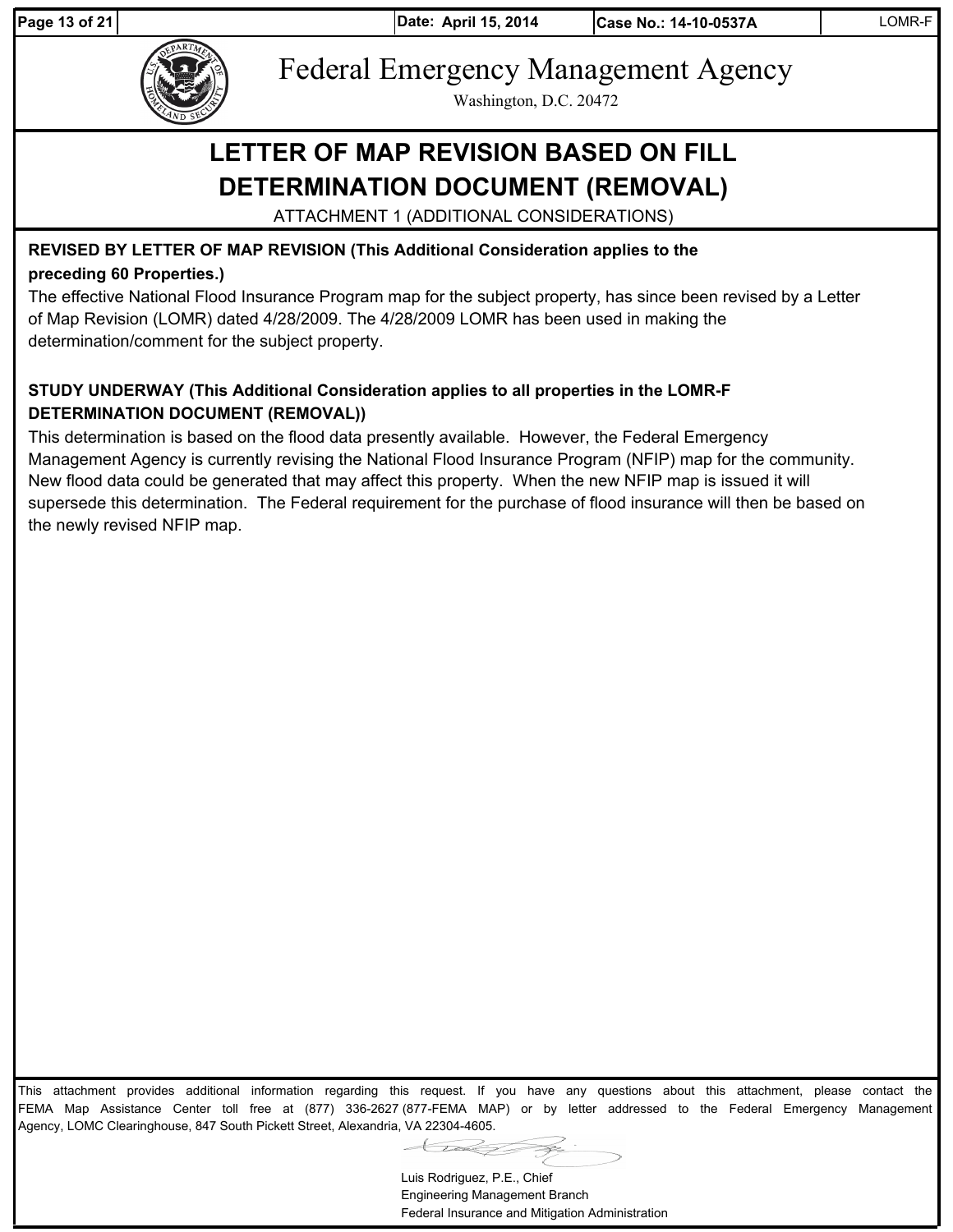# Federal Emergency Management Agency

Washington, D.C. 20472

## LETTER OF MAP REVISION BASED ON FILL DETERMINATION DOCUMENT (REMOVAL)

ATTACHMENT 1 (ADDITIONAL CONSIDERATIONS)

**REVISED BY LETTER OF MAP REVISION (This Additional Consideration applies to the preceding 60 Properties.)**

The effective National Flood Insurance Program map for the subject property, has since been revised by a Letter of Map Revision (LOMR) dated 4/28/2009. The 4/28/2009 LOMR has been used in making the determination/comment for the subject property.

**STUDY UNDERWAY (This Additional Consideration applies to all properties in the LOMR-F DETERMINATION DOCUMENT (REMOVAL))**

This determination is based on the flood data presently available. However, the Federal Emergency Management Agency is currently revising the National Flood Insurance Program (NFIP) map for the community. New flood data could be generated that may affect this property. When the new NFIP map is issued it will supersede this determination. The Federal requirement for the purchase of flood insurance will then be based on the newly revised NFIP map.

This attachment provides additional information regarding this request. If you have any questions about this attachment, please contact the FEMA Map Assistance Center toll free at (877) 336-2627 (877-FEMA MAP) or by letter addressed to the Federal Emergency Management Agency, LOMC Clearinghouse, 847 South Pickett Street, Alexandria, VA 22304-4605.

Luis Rodriguez, P.E., Chief
Engineering Management Branch
Federal Insurance and Mitigation Administration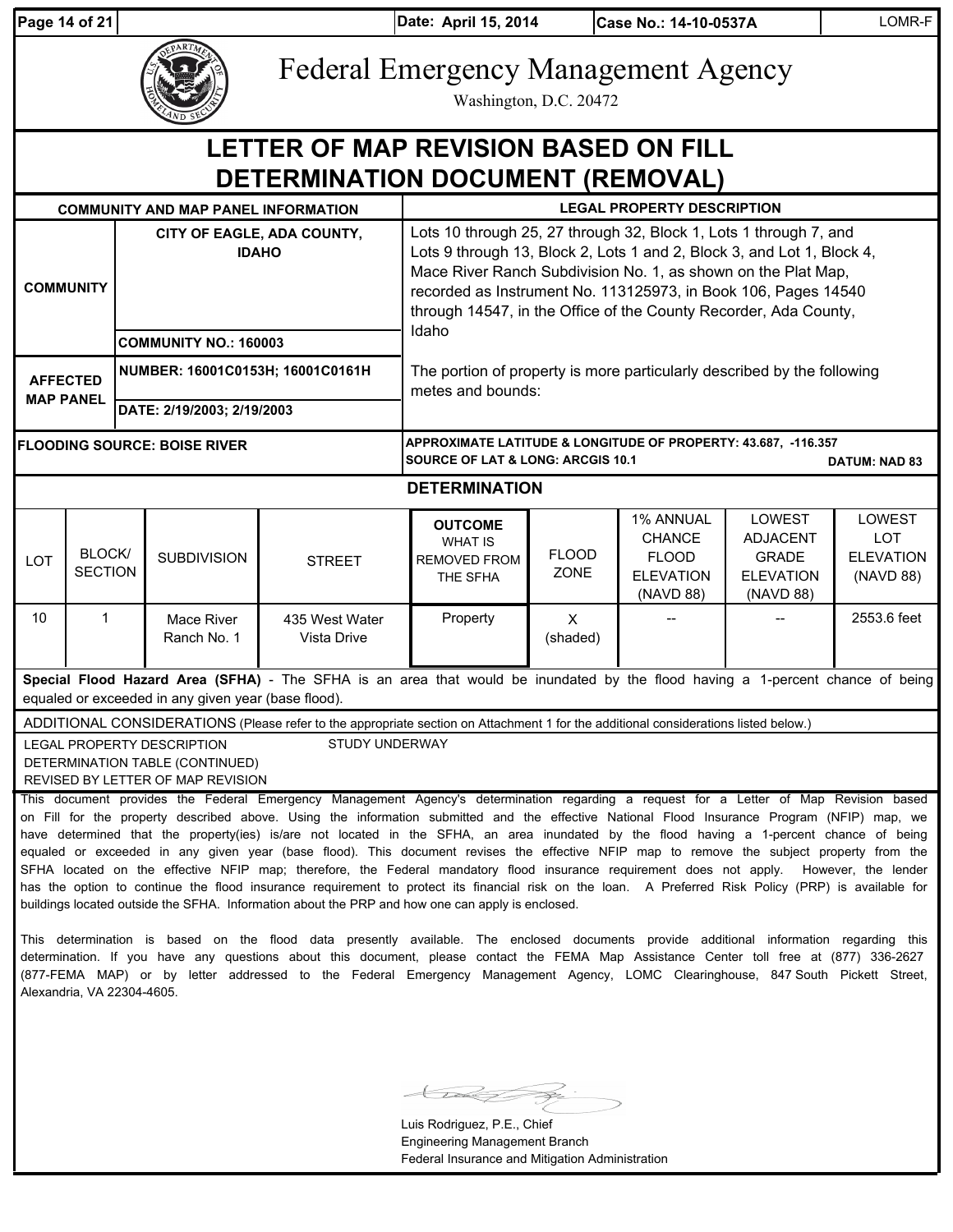# Federal Emergency Management Agency

Washington, D.C. 20472

## LETTER OF MAP REVISION BASED ON FILL DETERMINATION DOCUMENT (REMOVAL)

| COMMUNITY AND MAP PANEL INFORMATION | | LEGAL PROPERTY DESCRIPTION |
|---|---|---|
| COMMUNITY | CITY OF EAGLE, ADA COUNTY, IDAHO | Lots 10 through 25, 27 through 32, Block 1, Lots 1 through 7, and Lots 9 through 13, Block 2, Lots 1 and 2, Block 3, and Lot 1, Block 4, Mace River Ranch Subdivision No. 1, as shown on the Plat Map, recorded as Instrument No. 113125973, in Book 106, Pages 14540 through 14547, in the Office of the County Recorder, Ada County, Idaho |
| | COMMUNITY NO.: 160003 | |
| AFFECTED MAP PANEL | NUMBER: 16001C0153H; 16001C0161H | The portion of property is more particularly described by the following metes and bounds: |
| | DATE: 2/19/2003; 2/19/2003 | |
| FLOODING SOURCE: BOISE RIVER | | APPROXIMATE LATITUDE & LONGITUDE OF PROPERTY: 43.687, -116.357<br>SOURCE OF LAT & LONG: ARCGIS 10.1 DATUM: NAD 83 |

### DETERMINATION

| LOT | BLOCK/ SECTION | SUBDIVISION | STREET | OUTCOME WHAT IS REMOVED FROM THE SFHA | FLOOD ZONE | 1% ANNUAL CHANCE FLOOD ELEVATION (NAVD 88) | LOWEST ADJACENT GRADE ELEVATION (NAVD 88) | LOWEST LOT ELEVATION (NAVD 88) |
|---|---|---|---|---|---|---|---|---|
| 10 | 1 | Mace River Ranch No. 1 | 435 West Water Vista Drive | Property | X (shaded) | -- | -- | 2553.6 feet |

**Special Flood Hazard Area (SFHA)** - The SFHA is an area that would be inundated by the flood having a 1-percent chance of being equaled or exceeded in any given year (base flood).

ADDITIONAL CONSIDERATIONS (Please refer to the appropriate section on Attachment 1 for the additional considerations listed below.)

LEGAL PROPERTY DESCRIPTION
DETERMINATION TABLE (CONTINUED)
REVISED BY LETTER OF MAP REVISION
STUDY UNDERWAY

This document provides the Federal Emergency Management Agency's determination regarding a request for a Letter of Map Revision based on Fill for the property described above. Using the information submitted and the effective National Flood Insurance Program (NFIP) map, we have determined that the property(ies) is/are not located in the SFHA, an area inundated by the flood having a 1-percent chance of being equaled or exceeded in any given year (base flood). This document revises the effective NFIP map to remove the subject property from the SFHA located on the effective NFIP map; therefore, the Federal mandatory flood insurance requirement does not apply. However, the lender has the option to continue the flood insurance requirement to protect its financial risk on the loan. A Preferred Risk Policy (PRP) is available for buildings located outside the SFHA. Information about the PRP and how one can apply is enclosed.

This determination is based on the flood data presently available. The enclosed documents provide additional information regarding this determination. If you have any questions about this document, please contact the FEMA Map Assistance Center toll free at (877) 336-2627 (877-FEMA MAP) or by letter addressed to the Federal Emergency Management Agency, LOMC Clearinghouse, 847 South Pickett Street, Alexandria, VA 22304-4605.

Luis Rodriguez, P.E., Chief
Engineering Management Branch
Federal Insurance and Mitigation Administration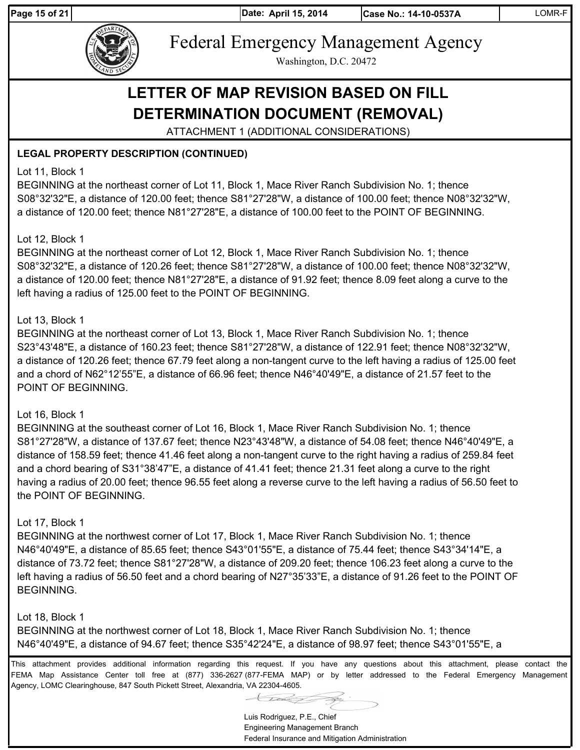# Federal Emergency Management Agency

Washington, D.C. 20472

## LETTER OF MAP REVISION BASED ON FILL DETERMINATION DOCUMENT (REMOVAL)

ATTACHMENT 1 (ADDITIONAL CONSIDERATIONS)

**LEGAL PROPERTY DESCRIPTION (CONTINUED)**

Lot 11, Block 1
BEGINNING at the northeast corner of Lot 11, Block 1, Mace River Ranch Subdivision No. 1; thence S08°32'32"E, a distance of 120.00 feet; thence S81°27'28"W, a distance of 100.00 feet; thence N08°32'32"W, a distance of 120.00 feet; thence N81°27'28"E, a distance of 100.00 feet to the POINT OF BEGINNING.

Lot 12, Block 1
BEGINNING at the northeast corner of Lot 12, Block 1, Mace River Ranch Subdivision No. 1; thence S08°32'32"E, a distance of 120.26 feet; thence S81°27'28"W, a distance of 100.00 feet; thence N08°32'32"W, a distance of 120.00 feet; thence N81°27'28"E, a distance of 91.92 feet; thence 8.09 feet along a curve to the left having a radius of 125.00 feet to the POINT OF BEGINNING.

Lot 13, Block 1
BEGINNING at the northeast corner of Lot 13, Block 1, Mace River Ranch Subdivision No. 1; thence S23°43'48"E, a distance of 160.23 feet; thence S81°27'28"W, a distance of 122.91 feet; thence N08°32'32"W, a distance of 120.26 feet; thence 67.79 feet along a non-tangent curve to the left having a radius of 125.00 feet and a chord of N62°12'55"E, a distance of 66.96 feet; thence N46°40'49"E, a distance of 21.57 feet to the POINT OF BEGINNING.

Lot 16, Block 1
BEGINNING at the southeast corner of Lot 16, Block 1, Mace River Ranch Subdivision No. 1; thence S81°27'28"W, a distance of 137.67 feet; thence N23°43'48"W, a distance of 54.08 feet; thence N46°40'49"E, a distance of 158.59 feet; thence 41.46 feet along a non-tangent curve to the right having a radius of 259.84 feet and a chord bearing of S31°38'47"E, a distance of 41.41 feet; thence 21.31 feet along a curve to the right having a radius of 20.00 feet; thence 96.55 feet along a reverse curve to the left having a radius of 56.50 feet to the POINT OF BEGINNING.

Lot 17, Block 1
BEGINNING at the northwest corner of Lot 17, Block 1, Mace River Ranch Subdivision No. 1; thence N46°40'49"E, a distance of 85.65 feet; thence S43°01'55"E, a distance of 75.44 feet; thence S43°34'14"E, a distance of 73.72 feet; thence S81°27'28"W, a distance of 209.20 feet; thence 106.23 feet along a curve to the left having a radius of 56.50 feet and a chord bearing of N27°35'33"E, a distance of 91.26 feet to the POINT OF BEGINNING.

Lot 18, Block 1
BEGINNING at the northwest corner of Lot 18, Block 1, Mace River Ranch Subdivision No. 1; thence N46°40'49"E, a distance of 94.67 feet; thence S35°42'24"E, a distance of 98.97 feet; thence S43°01'55"E, a

This attachment provides additional information regarding this request. If you have any questions about this attachment, please contact the FEMA Map Assistance Center toll free at (877) 336-2627 (877-FEMA MAP) or by letter addressed to the Federal Emergency Management Agency, LOMC Clearinghouse, 847 South Pickett Street, Alexandria, VA 22304-4605.

Luis Rodriguez, P.E., Chief
Engineering Management Branch
Federal Insurance and Mitigation Administration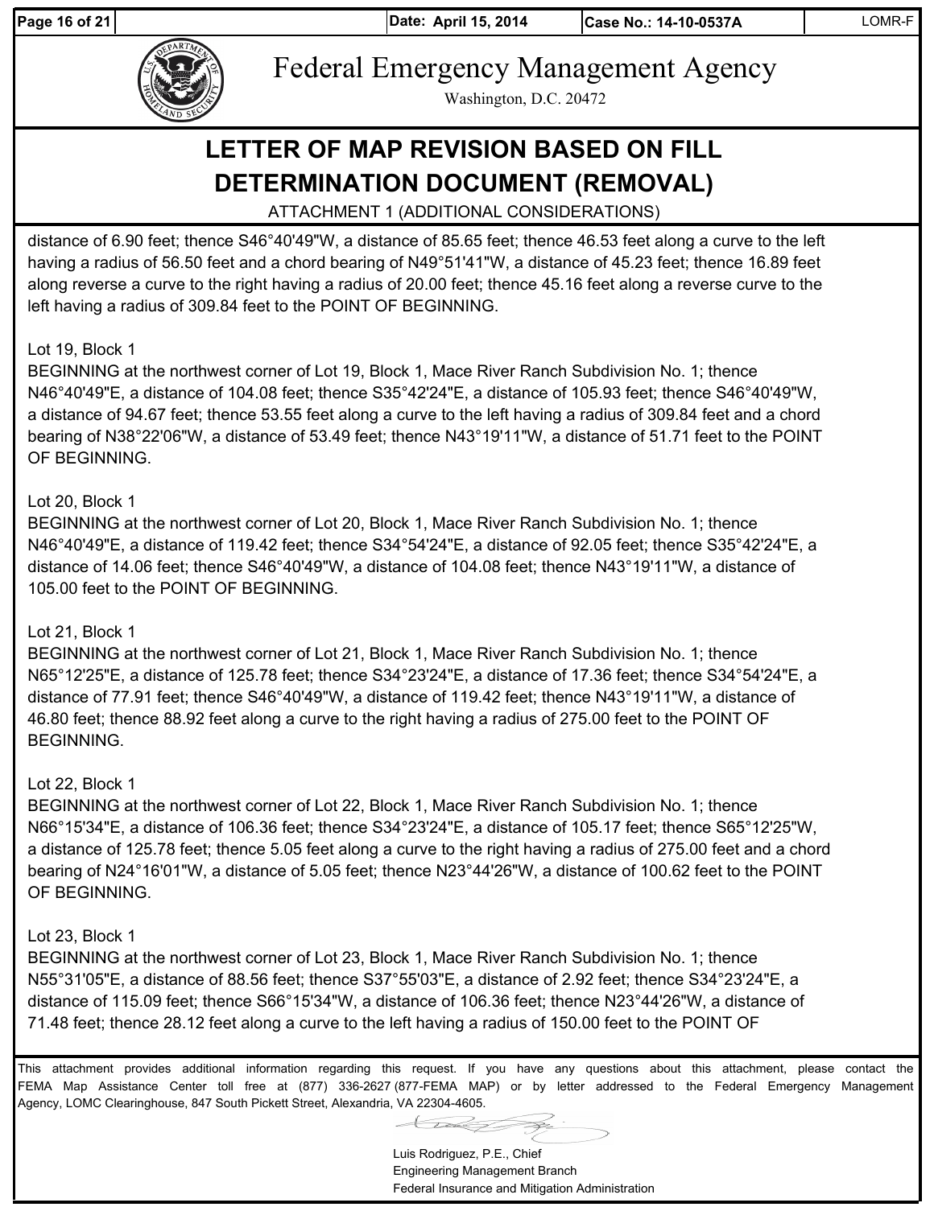# Federal Emergency Management Agency

Washington, D.C. 20472

## LETTER OF MAP REVISION BASED ON FILL DETERMINATION DOCUMENT (REMOVAL)

ATTACHMENT 1 (ADDITIONAL CONSIDERATIONS)

distance of 6.90 feet; thence S46°40'49"W, a distance of 85.65 feet; thence 46.53 feet along a curve to the left having a radius of 56.50 feet and a chord bearing of N49°51'41"W, a distance of 45.23 feet; thence 16.89 feet along reverse a curve to the right having a radius of 20.00 feet; thence 45.16 feet along a reverse curve to the left having a radius of 309.84 feet to the POINT OF BEGINNING.

Lot 19, Block 1
BEGINNING at the northwest corner of Lot 19, Block 1, Mace River Ranch Subdivision No. 1; thence N46°40'49"E, a distance of 104.08 feet; thence S35°42'24"E, a distance of 105.93 feet; thence S46°40'49"W, a distance of 94.67 feet; thence 53.55 feet along a curve to the left having a radius of 309.84 feet and a chord bearing of N38°22'06"W, a distance of 53.49 feet; thence N43°19'11"W, a distance of 51.71 feet to the POINT OF BEGINNING.

Lot 20, Block 1
BEGINNING at the northwest corner of Lot 20, Block 1, Mace River Ranch Subdivision No. 1; thence N46°40'49"E, a distance of 119.42 feet; thence S34°54'24"E, a distance of 92.05 feet; thence S35°42'24"E, a distance of 14.06 feet; thence S46°40'49"W, a distance of 104.08 feet; thence N43°19'11"W, a distance of 105.00 feet to the POINT OF BEGINNING.

Lot 21, Block 1
BEGINNING at the northwest corner of Lot 21, Block 1, Mace River Ranch Subdivision No. 1; thence N65°12'25"E, a distance of 125.78 feet; thence S34°23'24"E, a distance of 17.36 feet; thence S34°54'24"E, a distance of 77.91 feet; thence S46°40'49"W, a distance of 119.42 feet; thence N43°19'11"W, a distance of 46.80 feet; thence 88.92 feet along a curve to the right having a radius of 275.00 feet to the POINT OF BEGINNING.

Lot 22, Block 1
BEGINNING at the northwest corner of Lot 22, Block 1, Mace River Ranch Subdivision No. 1; thence N66°15'34"E, a distance of 106.36 feet; thence S34°23'24"E, a distance of 105.17 feet; thence S65°12'25"W, a distance of 125.78 feet; thence 5.05 feet along a curve to the right having a radius of 275.00 feet and a chord bearing of N24°16'01"W, a distance of 5.05 feet; thence N23°44'26"W, a distance of 100.62 feet to the POINT OF BEGINNING.

Lot 23, Block 1
BEGINNING at the northwest corner of Lot 23, Block 1, Mace River Ranch Subdivision No. 1; thence N55°31'05"E, a distance of 88.56 feet; thence S37°55'03"E, a distance of 2.92 feet; thence S34°23'24"E, a distance of 115.09 feet; thence S66°15'34"W, a distance of 106.36 feet; thence N23°44'26"W, a distance of 71.48 feet; thence 28.12 feet along a curve to the left having a radius of 150.00 feet to the POINT OF

This attachment provides additional information regarding this request. If you have any questions about this attachment, please contact the FEMA Map Assistance Center toll free at (877) 336-2627 (877-FEMA MAP) or by letter addressed to the Federal Emergency Management Agency, LOMC Clearinghouse, 847 South Pickett Street, Alexandria, VA 22304-4605.

Luis Rodriguez, P.E., Chief
Engineering Management Branch
Federal Insurance and Mitigation Administration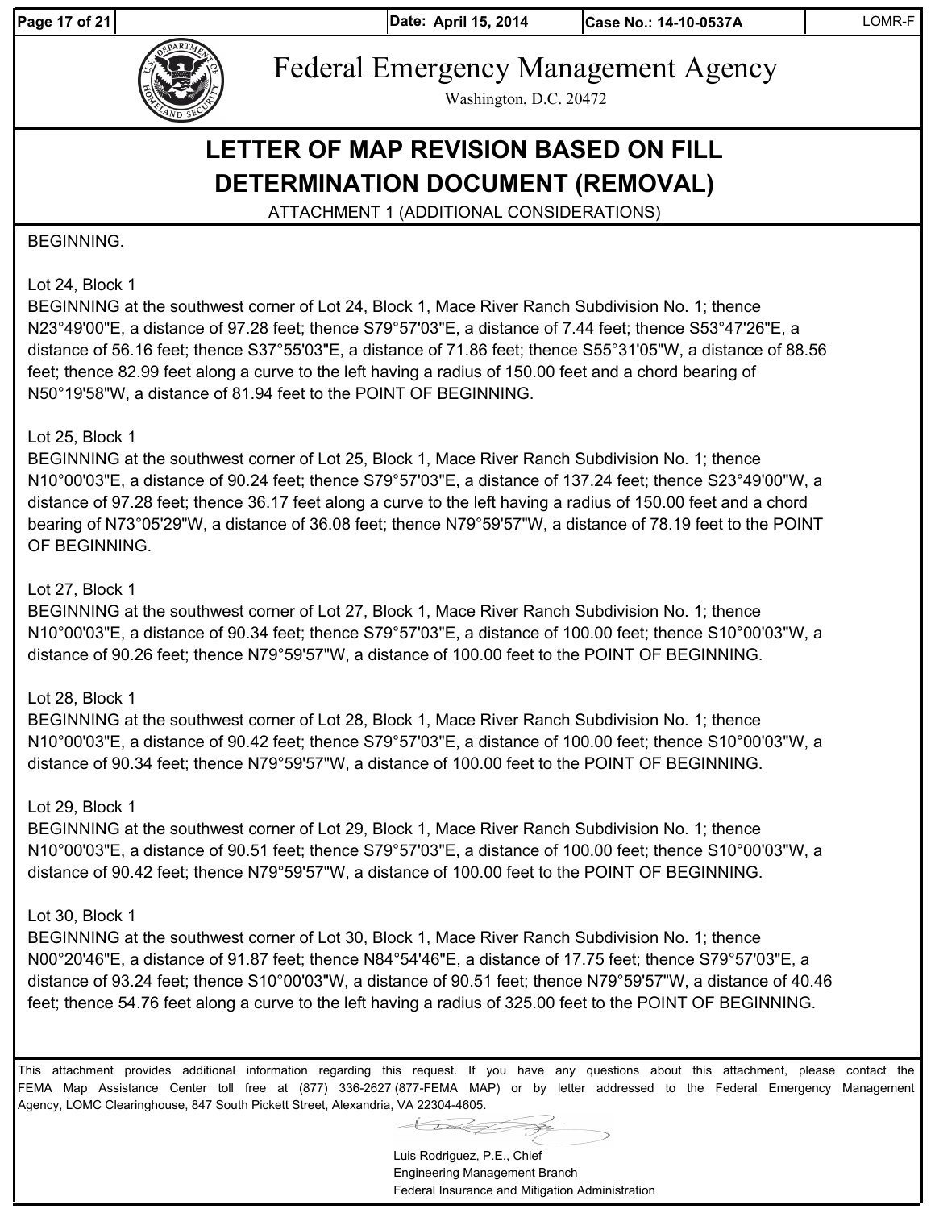# Federal Emergency Management Agency

Washington, D.C. 20472

## LETTER OF MAP REVISION BASED ON FILL DETERMINATION DOCUMENT (REMOVAL)

ATTACHMENT 1 (ADDITIONAL CONSIDERATIONS)

BEGINNING.

Lot 24, Block 1
BEGINNING at the southwest corner of Lot 24, Block 1, Mace River Ranch Subdivision No. 1; thence N23°49'00"E, a distance of 97.28 feet; thence S79°57'03"E, a distance of 7.44 feet; thence S53°47'26"E, a distance of 56.16 feet; thence S37°55'03"E, a distance of 71.86 feet; thence S55°31'05"W, a distance of 88.56 feet; thence 82.99 feet along a curve to the left having a radius of 150.00 feet and a chord bearing of N50°19'58"W, a distance of 81.94 feet to the POINT OF BEGINNING.

Lot 25, Block 1
BEGINNING at the southwest corner of Lot 25, Block 1, Mace River Ranch Subdivision No. 1; thence N10°00'03"E, a distance of 90.24 feet; thence S79°57'03"E, a distance of 137.24 feet; thence S23°49'00"W, a distance of 97.28 feet; thence 36.17 feet along a curve to the left having a radius of 150.00 feet and a chord bearing of N73°05'29"W, a distance of 36.08 feet; thence N79°59'57"W, a distance of 78.19 feet to the POINT OF BEGINNING.

Lot 27, Block 1
BEGINNING at the southwest corner of Lot 27, Block 1, Mace River Ranch Subdivision No. 1; thence N10°00'03"E, a distance of 90.34 feet; thence S79°57'03"E, a distance of 100.00 feet; thence S10°00'03"W, a distance of 90.26 feet; thence N79°59'57"W, a distance of 100.00 feet to the POINT OF BEGINNING.

Lot 28, Block 1
BEGINNING at the southwest corner of Lot 28, Block 1, Mace River Ranch Subdivision No. 1; thence N10°00'03"E, a distance of 90.42 feet; thence S79°57'03"E, a distance of 100.00 feet; thence S10°00'03"W, a distance of 90.34 feet; thence N79°59'57"W, a distance of 100.00 feet to the POINT OF BEGINNING.

Lot 29, Block 1
BEGINNING at the southwest corner of Lot 29, Block 1, Mace River Ranch Subdivision No. 1; thence N10°00'03"E, a distance of 90.51 feet; thence S79°57'03"E, a distance of 100.00 feet; thence S10°00'03"W, a distance of 90.42 feet; thence N79°59'57"W, a distance of 100.00 feet to the POINT OF BEGINNING.

Lot 30, Block 1
BEGINNING at the southwest corner of Lot 30, Block 1, Mace River Ranch Subdivision No. 1; thence N00°20'46"E, a distance of 91.87 feet; thence N84°54'46"E, a distance of 17.75 feet; thence S79°57'03"E, a distance of 93.24 feet; thence S10°00'03"W, a distance of 90.51 feet; thence N79°59'57"W, a distance of 40.46 feet; thence 54.76 feet along a curve to the left having a radius of 325.00 feet to the POINT OF BEGINNING.

This attachment provides additional information regarding this request. If you have any questions about this attachment, please contact the FEMA Map Assistance Center toll free at (877) 336-2627 (877-FEMA MAP) or by letter addressed to the Federal Emergency Management Agency, LOMC Clearinghouse, 847 South Pickett Street, Alexandria, VA 22304-4605.

Luis Rodriguez, P.E., Chief
Engineering Management Branch
Federal Insurance and Mitigation Administration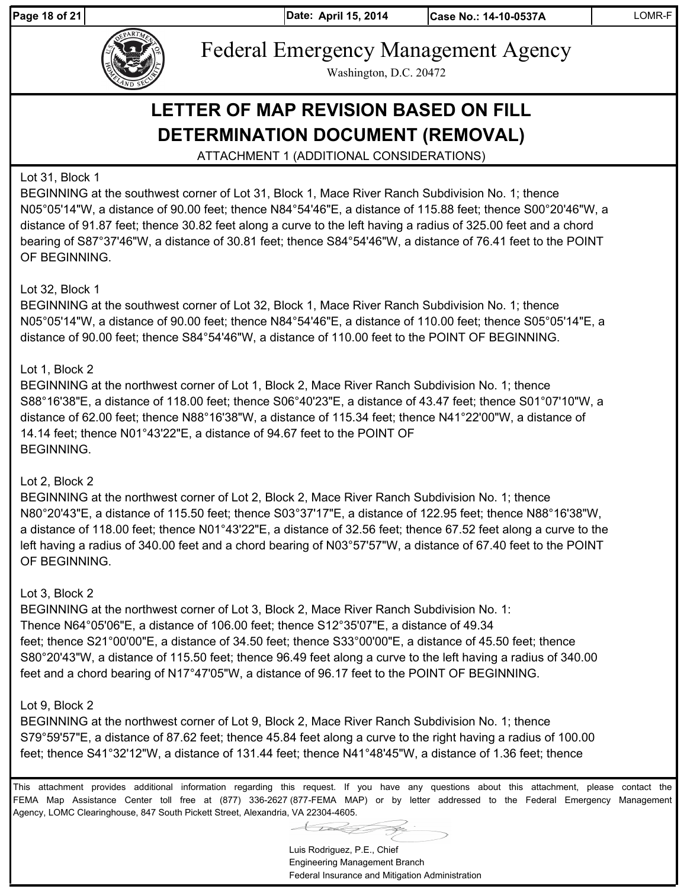Federal Emergency Management Agency

Washington, D.C. 20472

# LETTER OF MAP REVISION BASED ON FILL DETERMINATION DOCUMENT (REMOVAL)

ATTACHMENT 1 (ADDITIONAL CONSIDERATIONS)

Lot 31, Block 1
BEGINNING at the southwest corner of Lot 31, Block 1, Mace River Ranch Subdivision No. 1; thence N05°05'14"W, a distance of 90.00 feet; thence N84°54'46"E, a distance of 115.88 feet; thence S00°20'46"W, a distance of 91.87 feet; thence 30.82 feet along a curve to the left having a radius of 325.00 feet and a chord bearing of S87°37'46"W, a distance of 30.81 feet; thence S84°54'46"W, a distance of 76.41 feet to the POINT OF BEGINNING.

Lot 32, Block 1
BEGINNING at the southwest corner of Lot 32, Block 1, Mace River Ranch Subdivision No. 1; thence N05°05'14"W, a distance of 90.00 feet; thence N84°54'46"E, a distance of 110.00 feet; thence S05°05'14"E, a distance of 90.00 feet; thence S84°54'46"W, a distance of 110.00 feet to the POINT OF BEGINNING.

Lot 1, Block 2
BEGINNING at the northwest corner of Lot 1, Block 2, Mace River Ranch Subdivision No. 1; thence S88°16'38"E, a distance of 118.00 feet; thence S06°40'23"E, a distance of 43.47 feet; thence S01°07'10"W, a distance of 62.00 feet; thence N88°16'38"W, a distance of 115.34 feet; thence N41°22'00"W, a distance of 14.14 feet; thence N01°43'22"E, a distance of 94.67 feet to the POINT OF BEGINNING.

Lot 2, Block 2
BEGINNING at the northwest corner of Lot 2, Block 2, Mace River Ranch Subdivision No. 1; thence N80°20'43"E, a distance of 115.50 feet; thence S03°37'17"E, a distance of 122.95 feet; thence N88°16'38"W, a distance of 118.00 feet; thence N01°43'22"E, a distance of 32.56 feet; thence 67.52 feet along a curve to the left having a radius of 340.00 feet and a chord bearing of N03°57'57"W, a distance of 67.40 feet to the POINT OF BEGINNING.

Lot 3, Block 2
BEGINNING at the northwest corner of Lot 3, Block 2, Mace River Ranch Subdivision No. 1: Thence N64°05'06"E, a distance of 106.00 feet; thence S12°35'07"E, a distance of 49.34 feet; thence S21°00'00"E, a distance of 34.50 feet; thence S33°00'00"E, a distance of 45.50 feet; thence S80°20'43"W, a distance of 115.50 feet; thence 96.49 feet along a curve to the left having a radius of 340.00 feet and a chord bearing of N17°47'05"W, a distance of 96.17 feet to the POINT OF BEGINNING.

Lot 9, Block 2
BEGINNING at the northwest corner of Lot 9, Block 2, Mace River Ranch Subdivision No. 1; thence S79°59'57"E, a distance of 87.62 feet; thence 45.84 feet along a curve to the right having a radius of 100.00 feet; thence S41°32'12"W, a distance of 131.44 feet; thence N41°48'45"W, a distance of 1.36 feet; thence

This attachment provides additional information regarding this request. If you have any questions about this attachment, please contact the FEMA Map Assistance Center toll free at (877) 336-2627 (877-FEMA MAP) or by letter addressed to the Federal Emergency Management Agency, LOMC Clearinghouse, 847 South Pickett Street, Alexandria, VA 22304-4605.

Luis Rodriguez, P.E., Chief
Engineering Management Branch
Federal Insurance and Mitigation Administration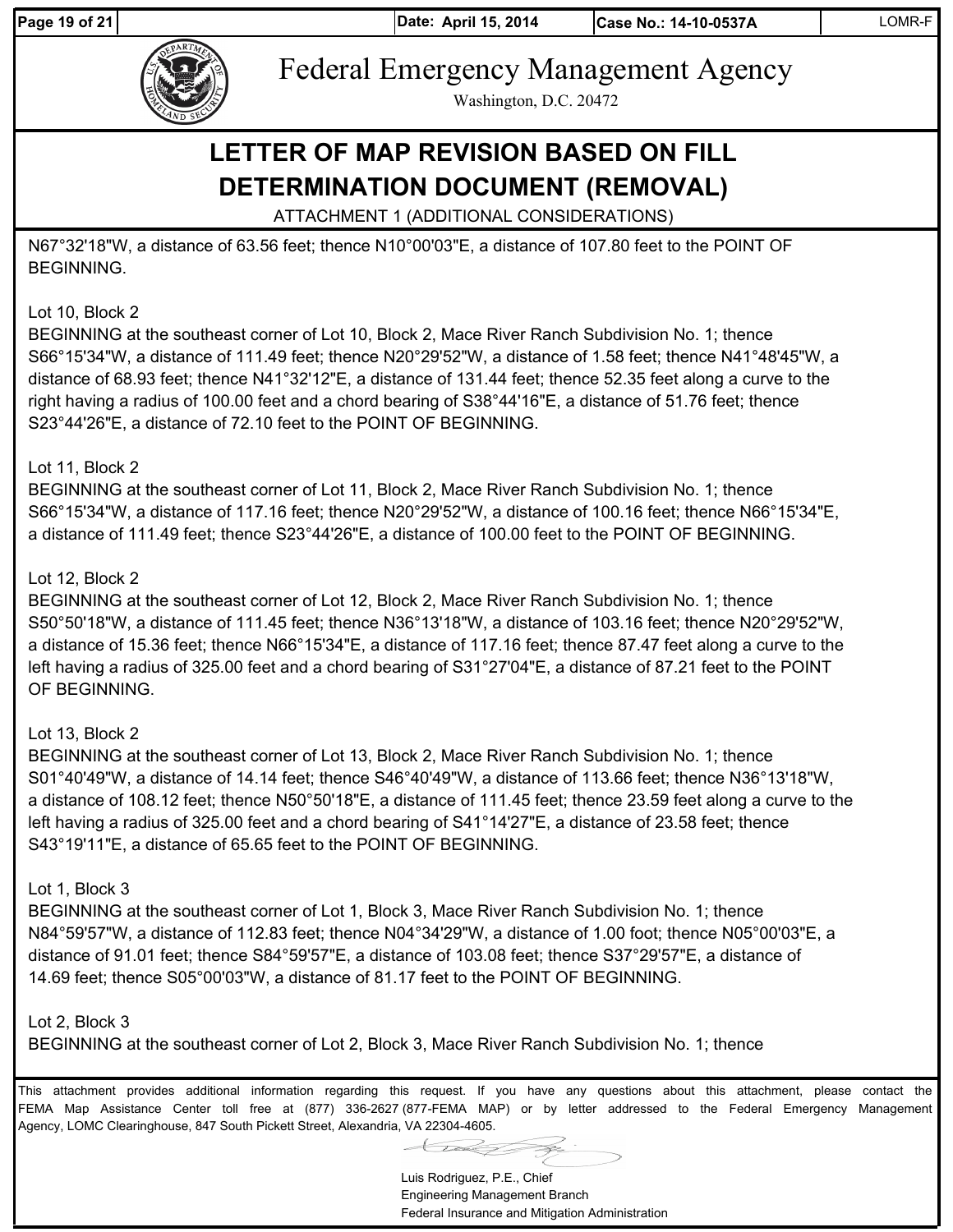# Federal Emergency Management Agency

Washington, D.C. 20472

## LETTER OF MAP REVISION BASED ON FILL DETERMINATION DOCUMENT (REMOVAL)

ATTACHMENT 1 (ADDITIONAL CONSIDERATIONS)

N67°32'18"W, a distance of 63.56 feet; thence N10°00'03"E, a distance of 107.80 feet to the POINT OF BEGINNING.

Lot 10, Block 2
BEGINNING at the southeast corner of Lot 10, Block 2, Mace River Ranch Subdivision No. 1; thence S66°15'34"W, a distance of 111.49 feet; thence N20°29'52"W, a distance of 1.58 feet; thence N41°48'45"W, a distance of 68.93 feet; thence N41°32'12"E, a distance of 131.44 feet; thence 52.35 feet along a curve to the right having a radius of 100.00 feet and a chord bearing of S38°44'16"E, a distance of 51.76 feet; thence S23°44'26"E, a distance of 72.10 feet to the POINT OF BEGINNING.

Lot 11, Block 2
BEGINNING at the southeast corner of Lot 11, Block 2, Mace River Ranch Subdivision No. 1; thence S66°15'34"W, a distance of 117.16 feet; thence N20°29'52"W, a distance of 100.16 feet; thence N66°15'34"E, a distance of 111.49 feet; thence S23°44'26"E, a distance of 100.00 feet to the POINT OF BEGINNING.

Lot 12, Block 2
BEGINNING at the southeast corner of Lot 12, Block 2, Mace River Ranch Subdivision No. 1; thence S50°50'18"W, a distance of 111.45 feet; thence N36°13'18"W, a distance of 103.16 feet; thence N20°29'52"W, a distance of 15.36 feet; thence N66°15'34"E, a distance of 117.16 feet; thence 87.47 feet along a curve to the left having a radius of 325.00 feet and a chord bearing of S31°27'04"E, a distance of 87.21 feet to the POINT OF BEGINNING.

Lot 13, Block 2
BEGINNING at the southeast corner of Lot 13, Block 2, Mace River Ranch Subdivision No. 1; thence S01°40'49"W, a distance of 14.14 feet; thence S46°40'49"W, a distance of 113.66 feet; thence N36°13'18"W, a distance of 108.12 feet; thence N50°50'18"E, a distance of 111.45 feet; thence 23.59 feet along a curve to the left having a radius of 325.00 feet and a chord bearing of S41°14'27"E, a distance of 23.58 feet; thence S43°19'11"E, a distance of 65.65 feet to the POINT OF BEGINNING.

Lot 1, Block 3
BEGINNING at the southeast corner of Lot 1, Block 3, Mace River Ranch Subdivision No. 1; thence N84°59'57"W, a distance of 112.83 feet; thence N04°34'29"W, a distance of 1.00 foot; thence N05°00'03"E, a distance of 91.01 feet; thence S84°59'57"E, a distance of 103.08 feet; thence S37°29'57"E, a distance of 14.69 feet; thence S05°00'03"W, a distance of 81.17 feet to the POINT OF BEGINNING.

Lot 2, Block 3
BEGINNING at the southeast corner of Lot 2, Block 3, Mace River Ranch Subdivision No. 1; thence

This attachment provides additional information regarding this request. If you have any questions about this attachment, please contact the FEMA Map Assistance Center toll free at (877) 336-2627 (877-FEMA MAP) or by letter addressed to the Federal Emergency Management Agency, LOMC Clearinghouse, 847 South Pickett Street, Alexandria, VA 22304-4605.

Luis Rodriguez, P.E., Chief
Engineering Management Branch
Federal Insurance and Mitigation Administration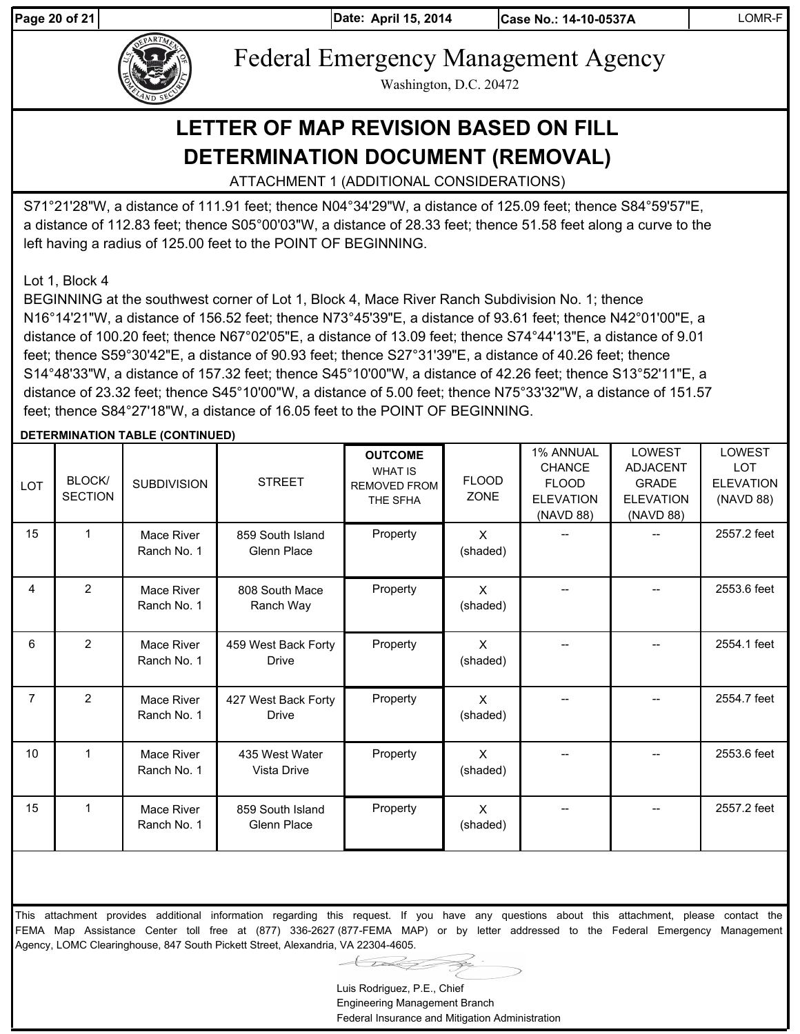# Federal Emergency Management Agency

Washington, D.C. 20472

## LETTER OF MAP REVISION BASED ON FILL DETERMINATION DOCUMENT (REMOVAL)

ATTACHMENT 1 (ADDITIONAL CONSIDERATIONS)

S71°21'28"W, a distance of 111.91 feet; thence N04°34'29"W, a distance of 125.09 feet; thence S84°59'57"E, a distance of 112.83 feet; thence S05°00'03"W, a distance of 28.33 feet; thence 51.58 feet along a curve to the left having a radius of 125.00 feet to the POINT OF BEGINNING.

Lot 1, Block 4
BEGINNING at the southwest corner of Lot 1, Block 4, Mace River Ranch Subdivision No. 1; thence N16°14'21"W, a distance of 156.52 feet; thence N73°45'39"E, a distance of 93.61 feet; thence N42°01'00"E, a distance of 100.20 feet; thence N67°02'05"E, a distance of 13.09 feet; thence S74°44'13"E, a distance of 9.01 feet; thence S59°30'42"E, a distance of 90.93 feet; thence S27°31'39"E, a distance of 40.26 feet; thence S14°48'33"W, a distance of 157.32 feet; thence S45°10'00"W, a distance of 42.26 feet; thence S13°52'11"E, a distance of 23.32 feet; thence S45°10'00"W, a distance of 5.00 feet; thence N75°33'32"W, a distance of 151.57 feet; thence S84°27'18"W, a distance of 16.05 feet to the POINT OF BEGINNING.

**DETERMINATION TABLE (CONTINUED)**

| LOT | BLOCK/ SECTION | SUBDIVISION | STREET | OUTCOME WHAT IS REMOVED FROM THE SFHA | FLOOD ZONE | 1% ANNUAL CHANCE FLOOD ELEVATION (NAVD 88) | LOWEST ADJACENT GRADE ELEVATION (NAVD 88) | LOWEST LOT ELEVATION (NAVD 88) |
|---|---|---|---|---|---|---|---|---|
| 15 | 1 | Mace River Ranch No. 1 | 859 South Island Glenn Place | Property | X (shaded) | -- | -- | 2557.2 feet |
| 4 | 2 | Mace River Ranch No. 1 | 808 South Mace Ranch Way | Property | X (shaded) | -- | -- | 2553.6 feet |
| 6 | 2 | Mace River Ranch No. 1 | 459 West Back Forty Drive | Property | X (shaded) | -- | -- | 2554.1 feet |
| 7 | 2 | Mace River Ranch No. 1 | 427 West Back Forty Drive | Property | X (shaded) | -- | -- | 2554.7 feet |
| 10 | 1 | Mace River Ranch No. 1 | 435 West Water Vista Drive | Property | X (shaded) | -- | -- | 2553.6 feet |
| 15 | 1 | Mace River Ranch No. 1 | 859 South Island Glenn Place | Property | X (shaded) | -- | -- | 2557.2 feet |

This attachment provides additional information regarding this request. If you have any questions about this attachment, please contact the FEMA Map Assistance Center toll free at (877) 336-2627 (877-FEMA MAP) or by letter addressed to the Federal Emergency Management Agency, LOMC Clearinghouse, 847 South Pickett Street, Alexandria, VA 22304-4605.

Luis Rodriguez, P.E., Chief
Engineering Management Branch
Federal Insurance and Mitigation Administration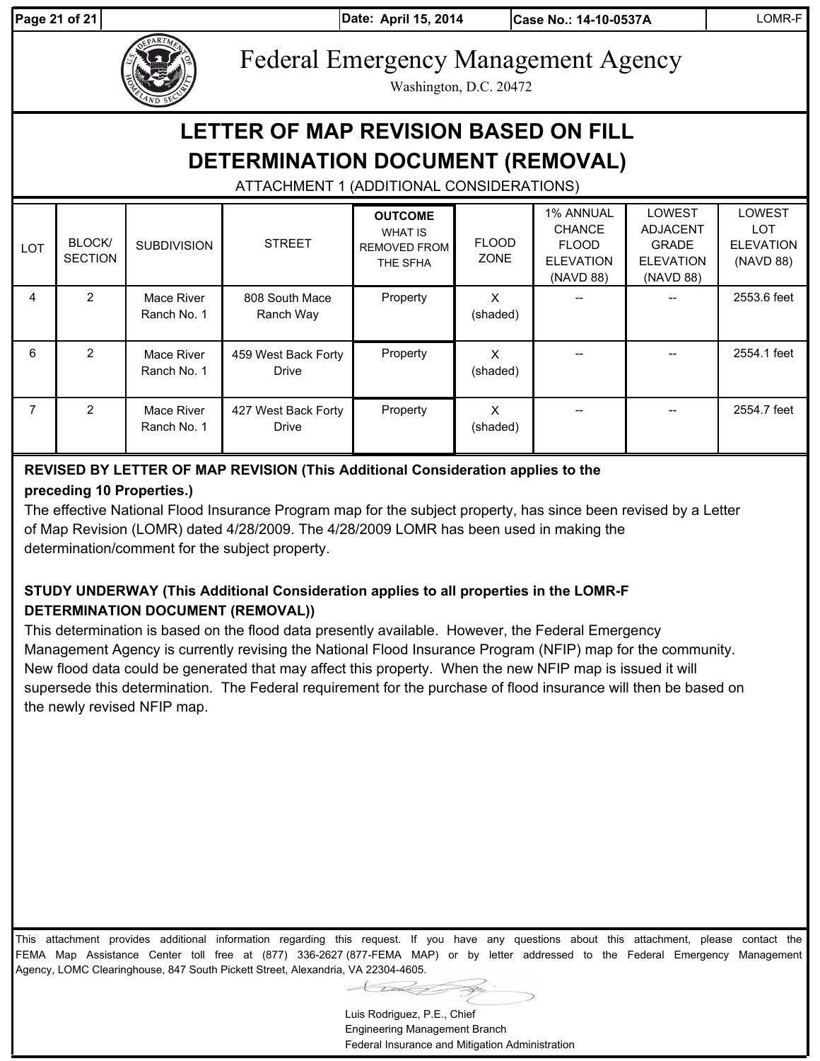# Federal Emergency Management Agency

Washington, D.C. 20472

## LETTER OF MAP REVISION BASED ON FILL DETERMINATION DOCUMENT (REMOVAL)

ATTACHMENT 1 (ADDITIONAL CONSIDERATIONS)

| LOT | BLOCK/ SECTION | SUBDIVISION | STREET | OUTCOME WHAT IS REMOVED FROM THE SFHA | FLOOD ZONE | 1% ANNUAL CHANCE FLOOD ELEVATION (NAVD 88) | LOWEST ADJACENT GRADE ELEVATION (NAVD 88) | LOWEST LOT ELEVATION (NAVD 88) |
|---|---|---|---|---|---|---|---|---|
| 4 | 2 | Mace River Ranch No. 1 | 808 South Mace Ranch Way | Property | X (shaded) | -- | -- | 2553.6 feet |
| 6 | 2 | Mace River Ranch No. 1 | 459 West Back Forty Drive | Property | X (shaded) | -- | -- | 2554.1 feet |
| 7 | 2 | Mace River Ranch No. 1 | 427 West Back Forty Drive | Property | X (shaded) | -- | -- | 2554.7 feet |

**REVISED BY LETTER OF MAP REVISION (This Additional Consideration applies to the preceding 10 Properties.)**

The effective National Flood Insurance Program map for the subject property, has since been revised by a Letter of Map Revision (LOMR) dated 4/28/2009. The 4/28/2009 LOMR has been used in making the determination/comment for the subject property.

**STUDY UNDERWAY (This Additional Consideration applies to all properties in the LOMR-F DETERMINATION DOCUMENT (REMOVAL))**

This determination is based on the flood data presently available. However, the Federal Emergency Management Agency is currently revising the National Flood Insurance Program (NFIP) map for the community. New flood data could be generated that may affect this property. When the new NFIP map is issued it will supersede this determination. The Federal requirement for the purchase of flood insurance will then be based on the newly revised NFIP map.

This attachment provides additional information regarding this request. If you have any questions about this attachment, please contact the FEMA Map Assistance Center toll free at (877) 336-2627 (877-FEMA MAP) or by letter addressed to the Federal Emergency Management Agency, LOMC Clearinghouse, 847 South Pickett Street, Alexandria, VA 22304-4605.

Luis Rodriguez, P.E., Chief
Engineering Management Branch
Federal Insurance and Mitigation Administration